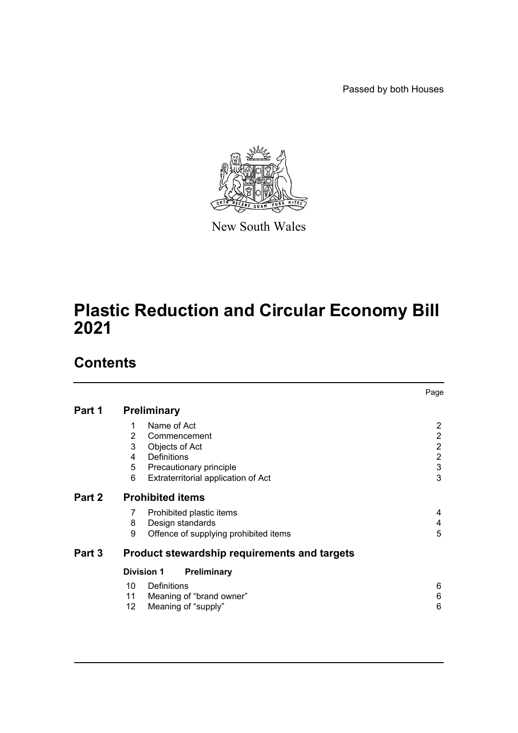Passed by both Houses

New South Wales

# Plastic Reduction and Circular Economy Bill 2021

## Contents

| | | | Page |
|---|---|---|---|
| **Part 1** | **Preliminary** | | |
| | 1 | Name of Act | 2 |
| | 2 | Commencement | 2 |
| | 3 | Objects of Act | 2 |
| | 4 | Definitions | 2 |
| | 5 | Precautionary principle | 3 |
| | 6 | Extraterritorial application of Act | 3 |
| **Part 2** | **Prohibited items** | | |
| | 7 | Prohibited plastic items | 4 |
| | 8 | Design standards | 4 |
| | 9 | Offence of supplying prohibited items | 5 |
| **Part 3** | **Product stewardship requirements and targets** | | |
| | **Division 1** | **Preliminary** | |
| | 10 | Definitions | 6 |
| | 11 | Meaning of "brand owner" | 6 |
| | 12 | Meaning of "supply" | 6 |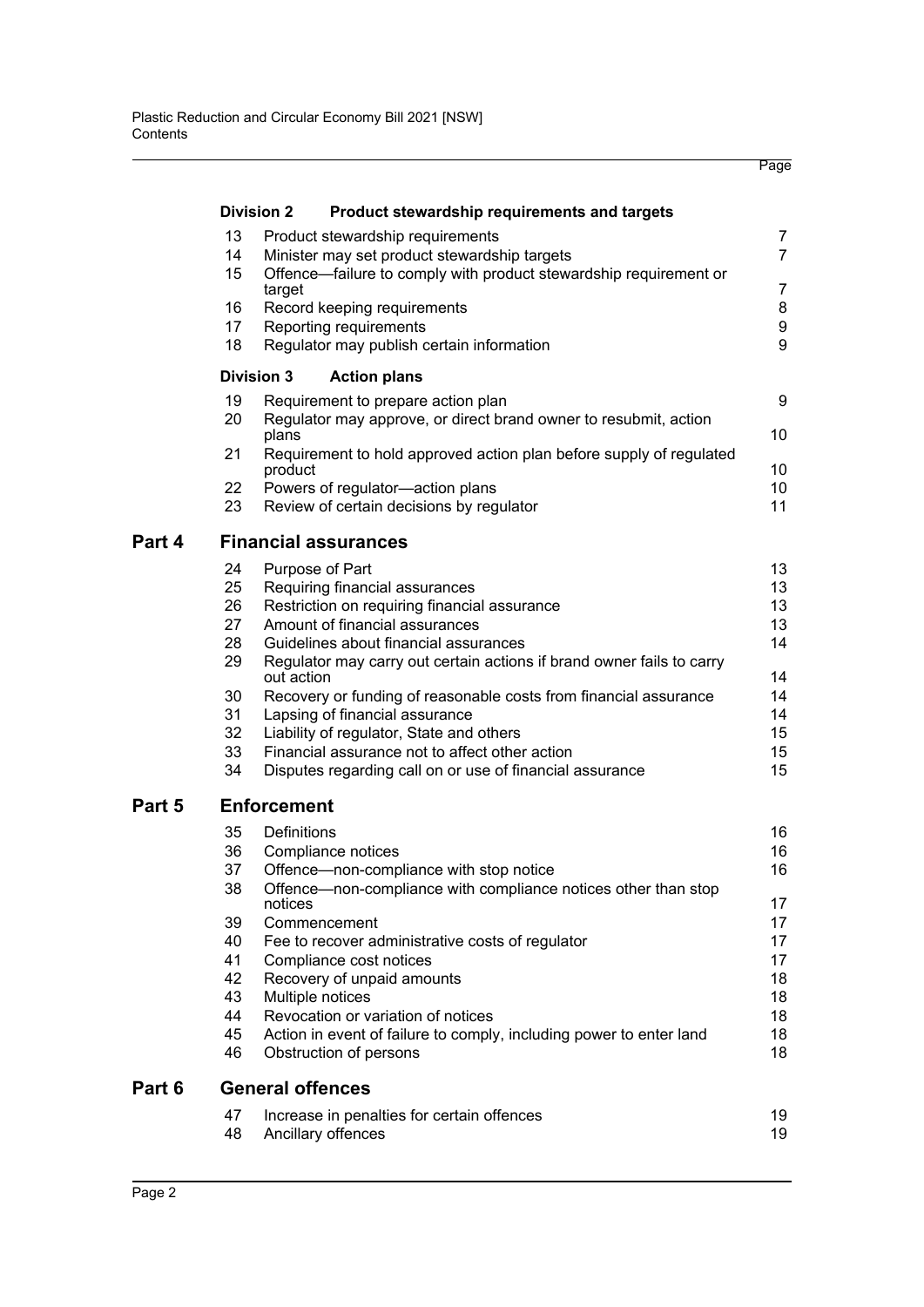| | | | Page |
|---|---|---|---|
| | **Division 2** | **Product stewardship requirements and targets** | |
| | 13 | Product stewardship requirements | 7 |
| | 14 | Minister may set product stewardship targets | 7 |
| | 15 | Offence—failure to comply with product stewardship requirement or target | 7 |
| | 16 | Record keeping requirements | 8 |
| | 17 | Reporting requirements | 9 |
| | 18 | Regulator may publish certain information | 9 |
| | **Division 3** | **Action plans** | |
| | 19 | Requirement to prepare action plan | 9 |
| | 20 | Regulator may approve, or direct brand owner to resubmit, action plans | 10 |
| | 21 | Requirement to hold approved action plan before supply of regulated product | 10 |
| | 22 | Powers of regulator—action plans | 10 |
| | 23 | Review of certain decisions by regulator | 11 |
| **Part 4** | **Financial assurances** | | |
| | 24 | Purpose of Part | 13 |
| | 25 | Requiring financial assurances | 13 |
| | 26 | Restriction on requiring financial assurance | 13 |
| | 27 | Amount of financial assurances | 13 |
| | 28 | Guidelines about financial assurances | 14 |
| | 29 | Regulator may carry out certain actions if brand owner fails to carry out action | 14 |
| | 30 | Recovery or funding of reasonable costs from financial assurance | 14 |
| | 31 | Lapsing of financial assurance | 14 |
| | 32 | Liability of regulator, State and others | 15 |
| | 33 | Financial assurance not to affect other action | 15 |
| | 34 | Disputes regarding call on or use of financial assurance | 15 |
| **Part 5** | **Enforcement** | | |
| | 35 | Definitions | 16 |
| | 36 | Compliance notices | 16 |
| | 37 | Offence—non-compliance with stop notice | 16 |
| | 38 | Offence—non-compliance with compliance notices other than stop notices | 17 |
| | 39 | Commencement | 17 |
| | 40 | Fee to recover administrative costs of regulator | 17 |
| | 41 | Compliance cost notices | 17 |
| | 42 | Recovery of unpaid amounts | 18 |
| | 43 | Multiple notices | 18 |
| | 44 | Revocation or variation of notices | 18 |
| | 45 | Action in event of failure to comply, including power to enter land | 18 |
| | 46 | Obstruction of persons | 18 |
| **Part 6** | **General offences** | | |
| | 47 | Increase in penalties for certain offences | 19 |
| | 48 | Ancillary offences | 19 |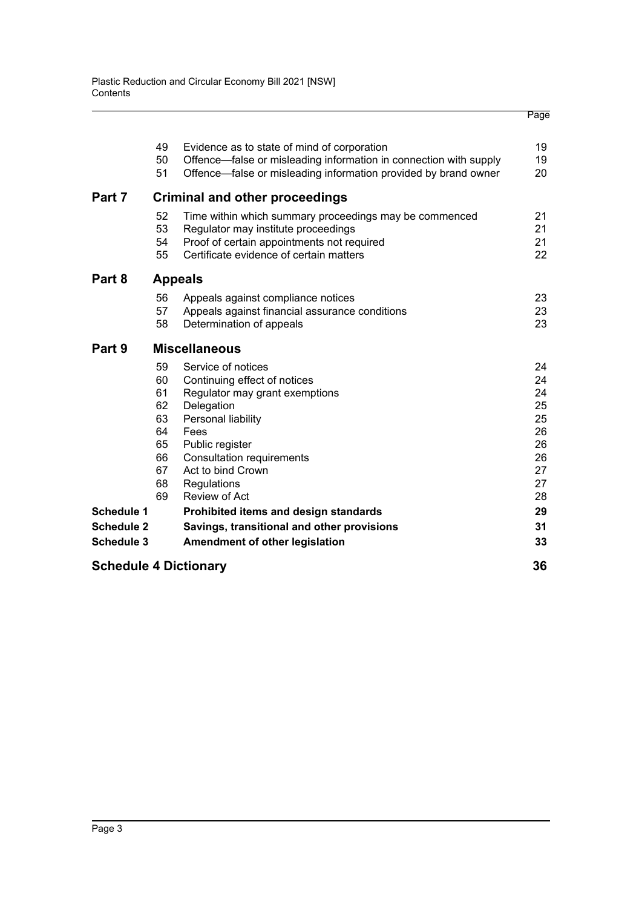| | | | Page |
|---|---|---|---|
| | 49 | Evidence as to state of mind of corporation | 19 |
| | 50 | Offence—false or misleading information in connection with supply | 19 |
| | 51 | Offence—false or misleading information provided by brand owner | 20 |
| **Part 7** | | **Criminal and other proceedings** | |
| | 52 | Time within which summary proceedings may be commenced | 21 |
| | 53 | Regulator may institute proceedings | 21 |
| | 54 | Proof of certain appointments not required | 21 |
| | 55 | Certificate evidence of certain matters | 22 |
| **Part 8** | | **Appeals** | |
| | 56 | Appeals against compliance notices | 23 |
| | 57 | Appeals against financial assurance conditions | 23 |
| | 58 | Determination of appeals | 23 |
| **Part 9** | | **Miscellaneous** | |
| | 59 | Service of notices | 24 |
| | 60 | Continuing effect of notices | 24 |
| | 61 | Regulator may grant exemptions | 24 |
| | 62 | Delegation | 25 |
| | 63 | Personal liability | 25 |
| | 64 | Fees | 26 |
| | 65 | Public register | 26 |
| | 66 | Consultation requirements | 26 |
| | 67 | Act to bind Crown | 27 |
| | 68 | Regulations | 27 |
| | 69 | Review of Act | 28 |
| **Schedule 1** | | **Prohibited items and design standards** | **29** |
| **Schedule 2** | | **Savings, transitional and other provisions** | **31** |
| **Schedule 3** | | **Amendment of other legislation** | **33** |
| **Schedule 4 Dictionary** | | | **36** |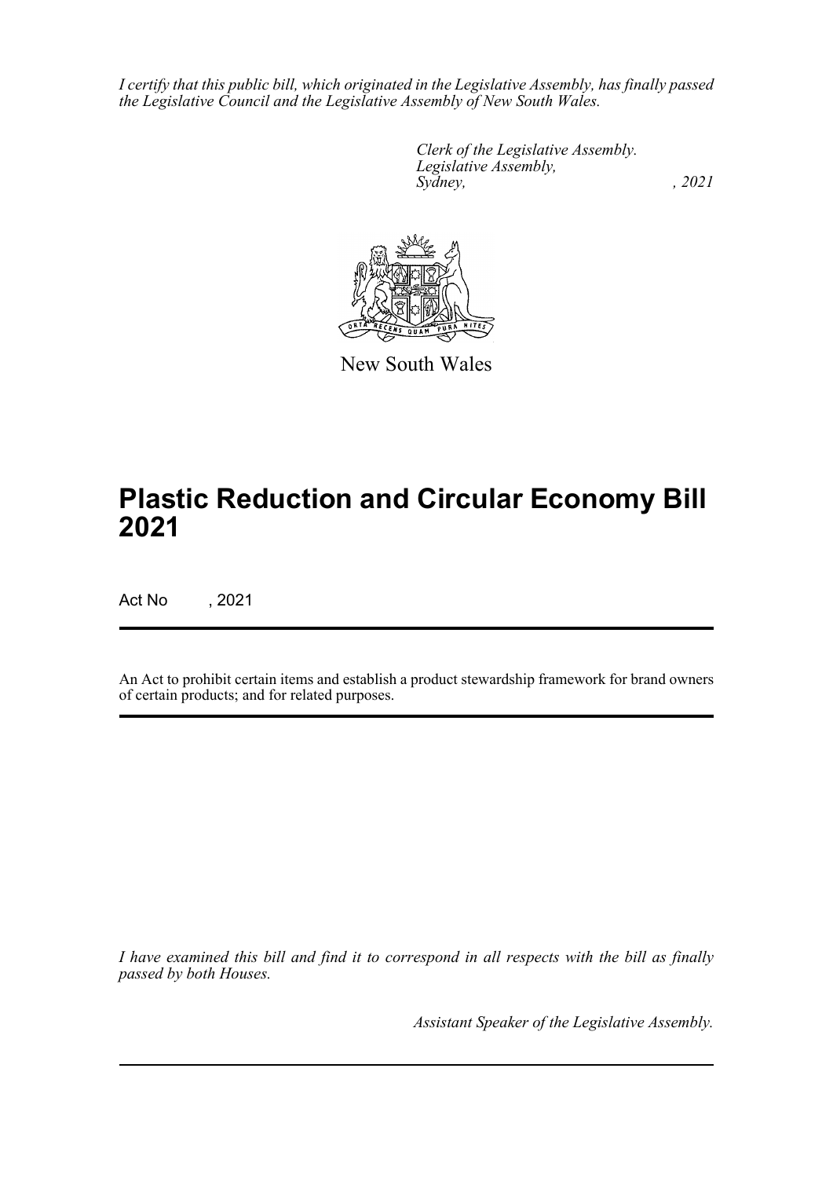*I certify that this public bill, which originated in the Legislative Assembly, has finally passed the Legislative Council and the Legislative Assembly of New South Wales.*

*Clerk of the Legislative Assembly.*
*Legislative Assembly,*
*Sydney, , 2021*

New South Wales

# Plastic Reduction and Circular Economy Bill 2021

Act No , 2021

An Act to prohibit certain items and establish a product stewardship framework for brand owners of certain products; and for related purposes.

*I have examined this bill and find it to correspond in all respects with the bill as finally passed by both Houses.*

*Assistant Speaker of the Legislative Assembly.*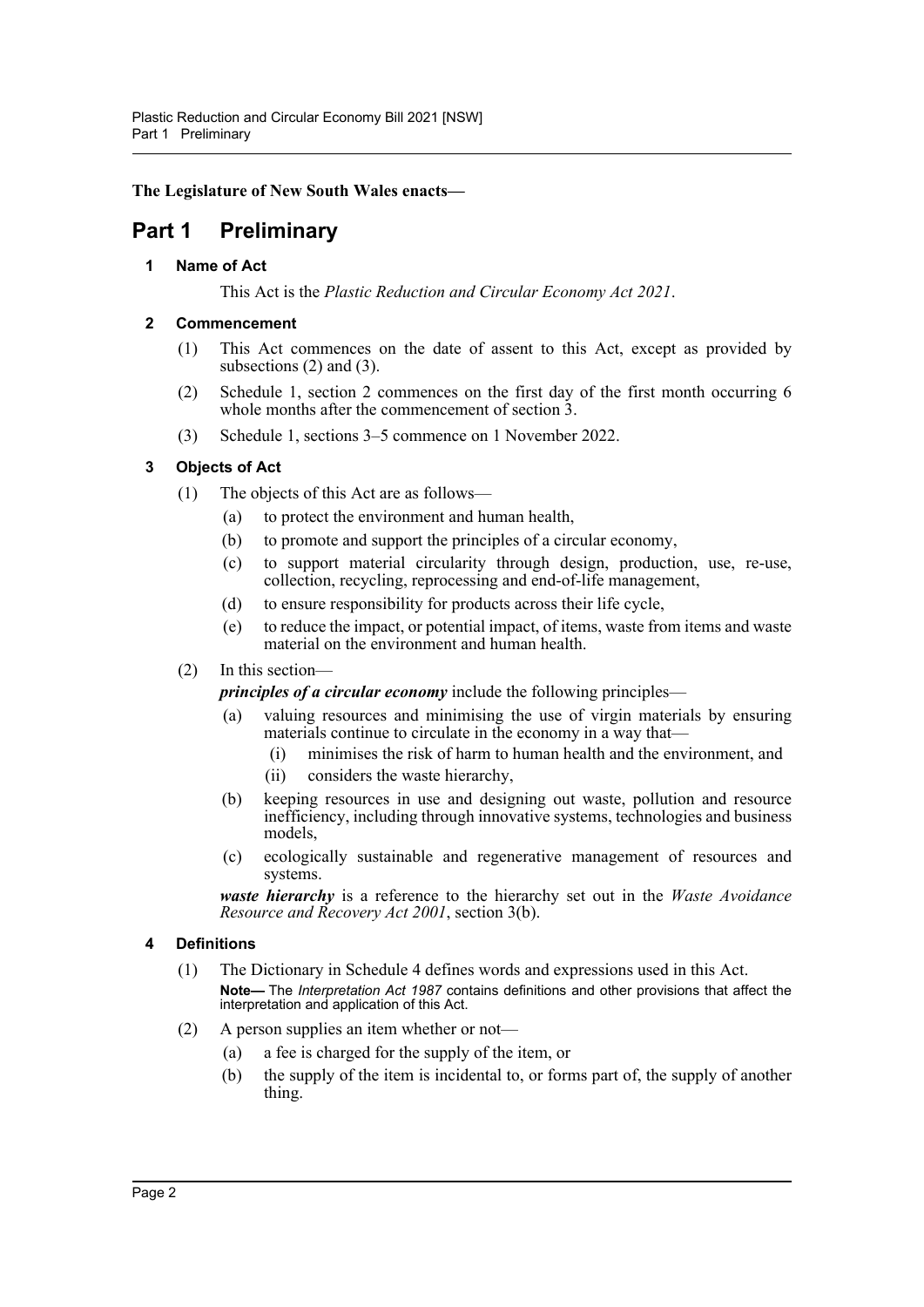**The Legislature of New South Wales enacts—**

# Part 1 Preliminary

### 1 Name of Act

This Act is the *Plastic Reduction and Circular Economy Act 2021*.

### 2 Commencement

(1) This Act commences on the date of assent to this Act, except as provided by subsections (2) and (3).

(2) Schedule 1, section 2 commences on the first day of the first month occurring 6 whole months after the commencement of section 3.

(3) Schedule 1, sections 3–5 commence on 1 November 2022.

### 3 Objects of Act

(1) The objects of this Act are as follows—

- (a) to protect the environment and human health,
- (b) to promote and support the principles of a circular economy,
- (c) to support material circularity through design, production, use, re-use, collection, recycling, reprocessing and end-of-life management,
- (d) to ensure responsibility for products across their life cycle,
- (e) to reduce the impact, or potential impact, of items, waste from items and waste material on the environment and human health.

(2) In this section—

***principles of a circular economy*** include the following principles—

- (a) valuing resources and minimising the use of virgin materials by ensuring materials continue to circulate in the economy in a way that—
  - (i) minimises the risk of harm to human health and the environment, and
  - (ii) considers the waste hierarchy,
- (b) keeping resources in use and designing out waste, pollution and resource inefficiency, including through innovative systems, technologies and business models,
- (c) ecologically sustainable and regenerative management of resources and systems.

***waste hierarchy*** is a reference to the hierarchy set out in the *Waste Avoidance Resource and Recovery Act 2001*, section 3(b).

### 4 Definitions

(1) The Dictionary in Schedule 4 defines words and expressions used in this Act.

**Note—** The *Interpretation Act 1987* contains definitions and other provisions that affect the interpretation and application of this Act.

(2) A person supplies an item whether or not—

- (a) a fee is charged for the supply of the item, or
- (b) the supply of the item is incidental to, or forms part of, the supply of another thing.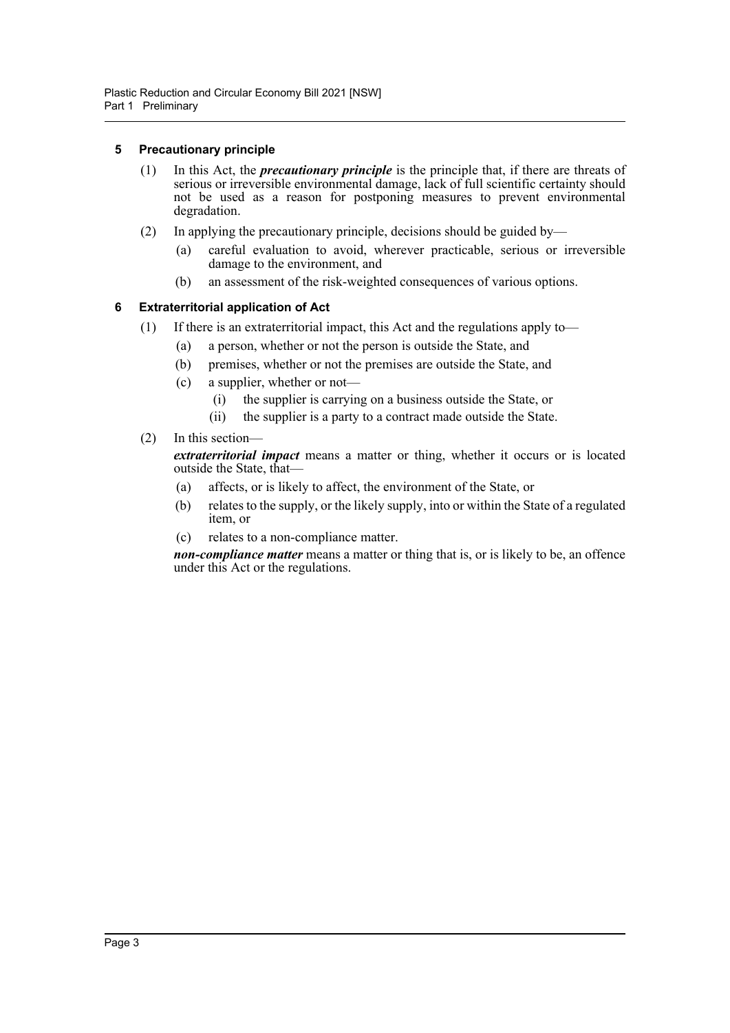### 5 Precautionary principle

(1) In this Act, the ***precautionary principle*** is the principle that, if there are threats of serious or irreversible environmental damage, lack of full scientific certainty should not be used as a reason for postponing measures to prevent environmental degradation.

(2) In applying the precautionary principle, decisions should be guided by—

- (a) careful evaluation to avoid, wherever practicable, serious or irreversible damage to the environment, and
- (b) an assessment of the risk-weighted consequences of various options.

### 6 Extraterritorial application of Act

(1) If there is an extraterritorial impact, this Act and the regulations apply to—

- (a) a person, whether or not the person is outside the State, and
- (b) premises, whether or not the premises are outside the State, and
- (c) a supplier, whether or not—
  - (i) the supplier is carrying on a business outside the State, or
  - (ii) the supplier is a party to a contract made outside the State.

(2) In this section—

***extraterritorial impact*** means a matter or thing, whether it occurs or is located outside the State, that—

- (a) affects, or is likely to affect, the environment of the State, or
- (b) relates to the supply, or the likely supply, into or within the State of a regulated item, or
- (c) relates to a non-compliance matter.

***non-compliance matter*** means a matter or thing that is, or is likely to be, an offence under this Act or the regulations.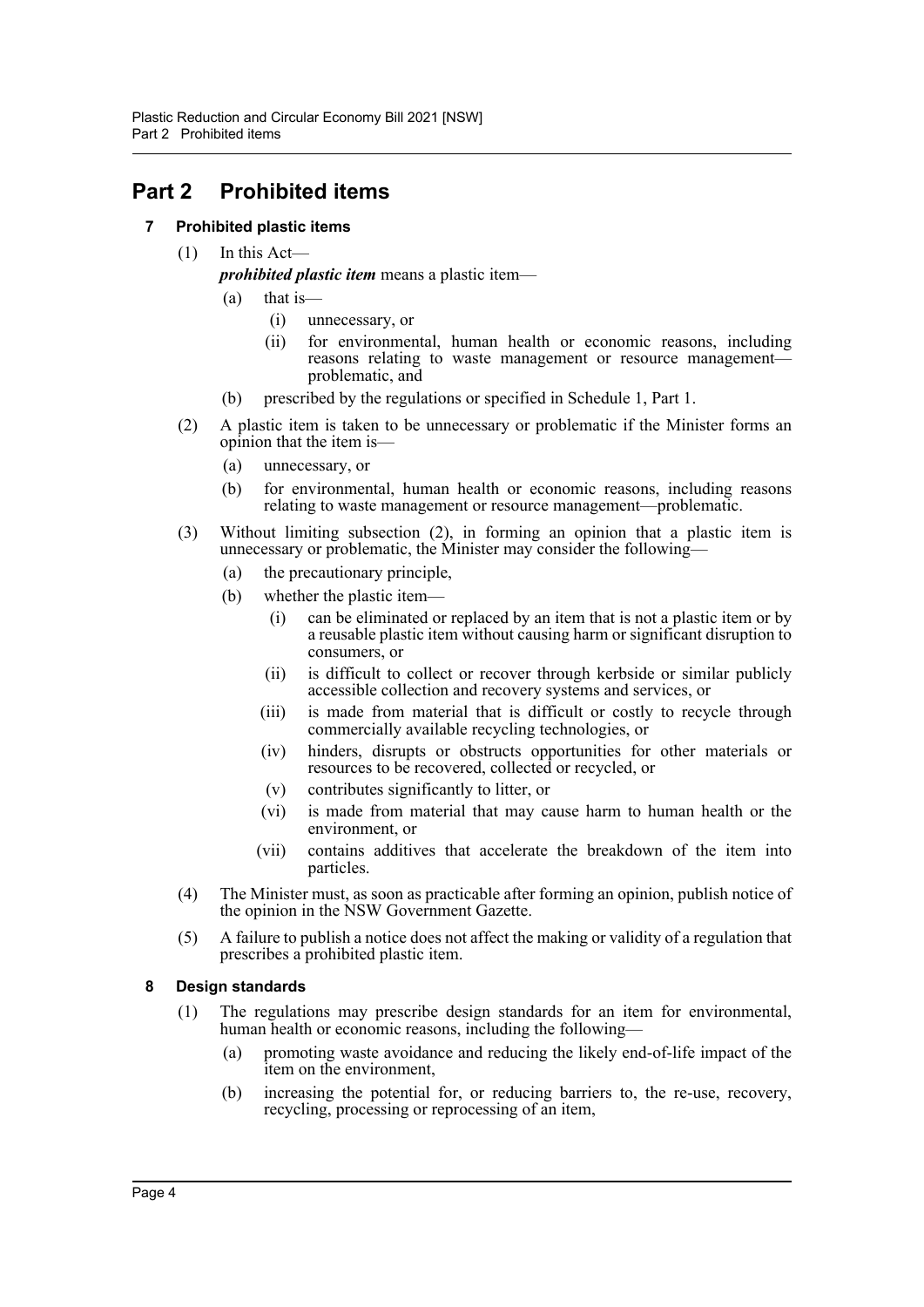# Part 2 Prohibited items

## 7 Prohibited plastic items

(1) In this Act—

***prohibited plastic item*** means a plastic item—

- (a) that is—
  - (i) unnecessary, or
  - (ii) for environmental, human health or economic reasons, including reasons relating to waste management or resource management—problematic, and
- (b) prescribed by the regulations or specified in Schedule 1, Part 1.

(2) A plastic item is taken to be unnecessary or problematic if the Minister forms an opinion that the item is—

- (a) unnecessary, or
- (b) for environmental, human health or economic reasons, including reasons relating to waste management or resource management—problematic.

(3) Without limiting subsection (2), in forming an opinion that a plastic item is unnecessary or problematic, the Minister may consider the following—

- (a) the precautionary principle,
- (b) whether the plastic item—
  - (i) can be eliminated or replaced by an item that is not a plastic item or by a reusable plastic item without causing harm or significant disruption to consumers, or
  - (ii) is difficult to collect or recover through kerbside or similar publicly accessible collection and recovery systems and services, or
  - (iii) is made from material that is difficult or costly to recycle through commercially available recycling technologies, or
  - (iv) hinders, disrupts or obstructs opportunities for other materials or resources to be recovered, collected or recycled, or
  - (v) contributes significantly to litter, or
  - (vi) is made from material that may cause harm to human health or the environment, or
  - (vii) contains additives that accelerate the breakdown of the item into particles.

(4) The Minister must, as soon as practicable after forming an opinion, publish notice of the opinion in the NSW Government Gazette.

(5) A failure to publish a notice does not affect the making or validity of a regulation that prescribes a prohibited plastic item.

## 8 Design standards

(1) The regulations may prescribe design standards for an item for environmental, human health or economic reasons, including the following—

- (a) promoting waste avoidance and reducing the likely end-of-life impact of the item on the environment,
- (b) increasing the potential for, or reducing barriers to, the re-use, recovery, recycling, processing or reprocessing of an item,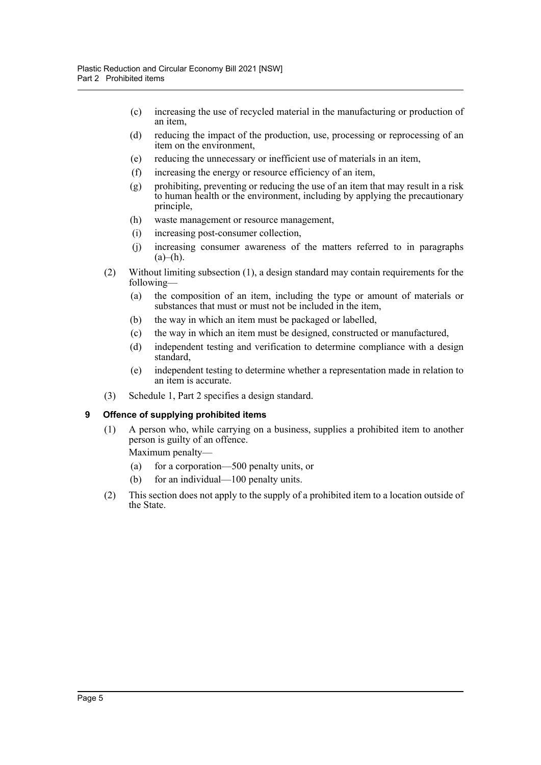(c) increasing the use of recycled material in the manufacturing or production of an item,

(d) reducing the impact of the production, use, processing or reprocessing of an item on the environment,

(e) reducing the unnecessary or inefficient use of materials in an item,

(f) increasing the energy or resource efficiency of an item,

(g) prohibiting, preventing or reducing the use of an item that may result in a risk to human health or the environment, including by applying the precautionary principle,

(h) waste management or resource management,

(i) increasing post-consumer collection,

(j) increasing consumer awareness of the matters referred to in paragraphs (a)–(h).

(2) Without limiting subsection (1), a design standard may contain requirements for the following—

(a) the composition of an item, including the type or amount of materials or substances that must or must not be included in the item,

(b) the way in which an item must be packaged or labelled,

(c) the way in which an item must be designed, constructed or manufactured,

(d) independent testing and verification to determine compliance with a design standard,

(e) independent testing to determine whether a representation made in relation to an item is accurate.

(3) Schedule 1, Part 2 specifies a design standard.

### 9 Offence of supplying prohibited items

(1) A person who, while carrying on a business, supplies a prohibited item to another person is guilty of an offence.

Maximum penalty—

(a) for a corporation—500 penalty units, or

(b) for an individual—100 penalty units.

(2) This section does not apply to the supply of a prohibited item to a location outside of the State.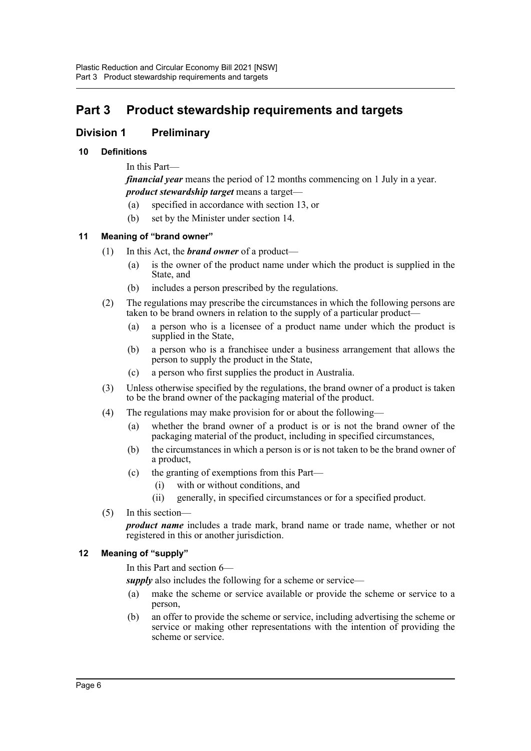# Part 3 Product stewardship requirements and targets

## Division 1 Preliminary

### 10 Definitions

In this Part—

***financial year*** means the period of 12 months commencing on 1 July in a year.

***product stewardship target*** means a target—

(a) specified in accordance with section 13, or

(b) set by the Minister under section 14.

### 11 Meaning of "brand owner"

(1) In this Act, the ***brand owner*** of a product—

(a) is the owner of the product name under which the product is supplied in the State, and

(b) includes a person prescribed by the regulations.

(2) The regulations may prescribe the circumstances in which the following persons are taken to be brand owners in relation to the supply of a particular product—

(a) a person who is a licensee of a product name under which the product is supplied in the State,

(b) a person who is a franchisee under a business arrangement that allows the person to supply the product in the State,

(c) a person who first supplies the product in Australia.

(3) Unless otherwise specified by the regulations, the brand owner of a product is taken to be the brand owner of the packaging material of the product.

(4) The regulations may make provision for or about the following—

(a) whether the brand owner of a product is or is not the brand owner of the packaging material of the product, including in specified circumstances,

(b) the circumstances in which a person is or is not taken to be the brand owner of a product,

(c) the granting of exemptions from this Part—

(i) with or without conditions, and

(ii) generally, in specified circumstances or for a specified product.

(5) In this section—

***product name*** includes a trade mark, brand name or trade name, whether or not registered in this or another jurisdiction.

### 12 Meaning of "supply"

In this Part and section 6—

***supply*** also includes the following for a scheme or service—

(a) make the scheme or service available or provide the scheme or service to a person,

(b) an offer to provide the scheme or service, including advertising the scheme or service or making other representations with the intention of providing the scheme or service.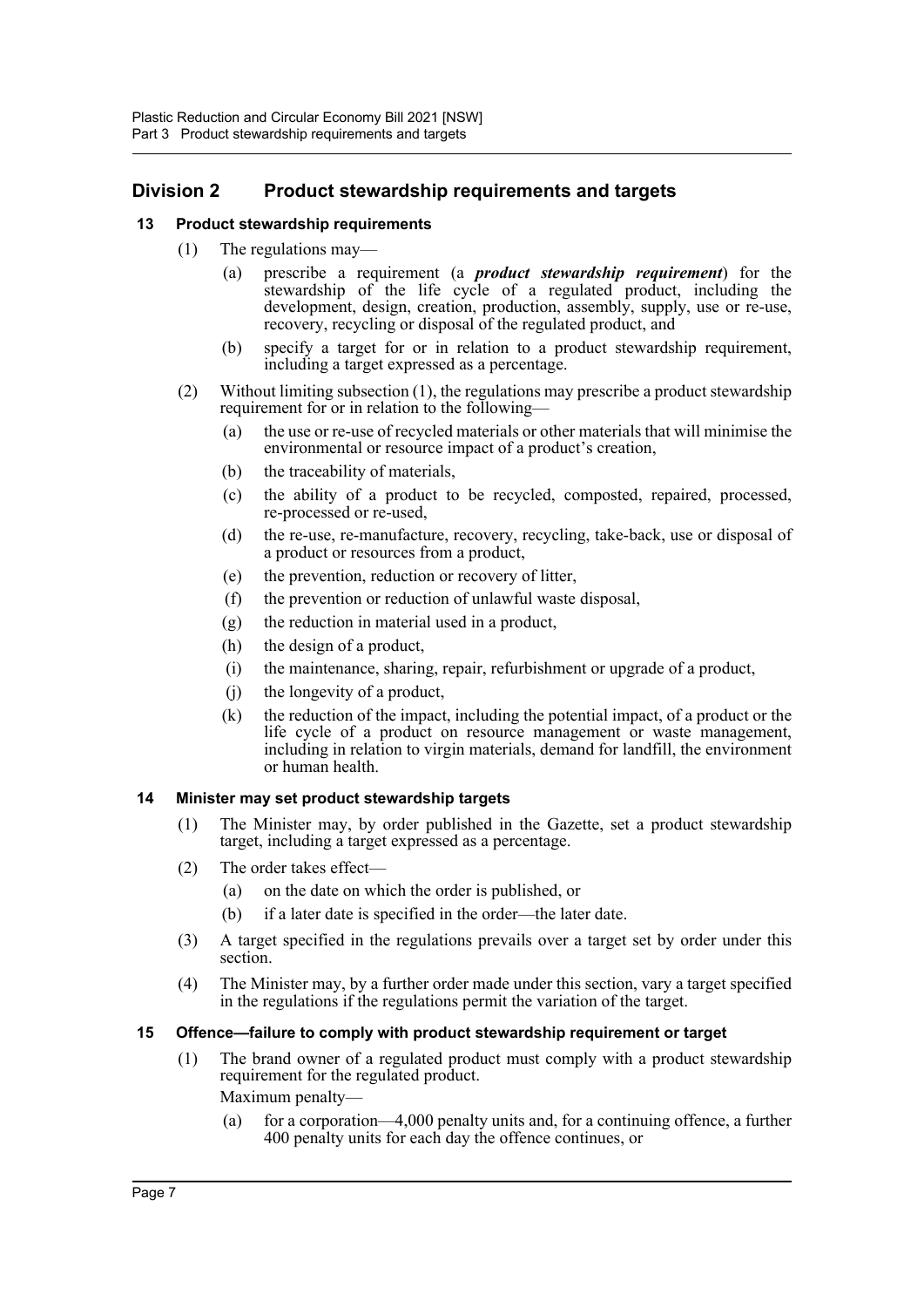## Division 2 Product stewardship requirements and targets

### 13 Product stewardship requirements

(1) The regulations may—

(a) prescribe a requirement (a ***product stewardship requirement***) for the stewardship of the life cycle of a regulated product, including the development, design, creation, production, assembly, supply, use or re-use, recovery, recycling or disposal of the regulated product, and

(b) specify a target for or in relation to a product stewardship requirement, including a target expressed as a percentage.

(2) Without limiting subsection (1), the regulations may prescribe a product stewardship requirement for or in relation to the following—

(a) the use or re-use of recycled materials or other materials that will minimise the environmental or resource impact of a product's creation,

(b) the traceability of materials,

(c) the ability of a product to be recycled, composted, repaired, processed, re-processed or re-used,

(d) the re-use, re-manufacture, recovery, recycling, take-back, use or disposal of a product or resources from a product,

(e) the prevention, reduction or recovery of litter,

(f) the prevention or reduction of unlawful waste disposal,

(g) the reduction in material used in a product,

(h) the design of a product,

(i) the maintenance, sharing, repair, refurbishment or upgrade of a product,

(j) the longevity of a product,

(k) the reduction of the impact, including the potential impact, of a product or the life cycle of a product on resource management or waste management, including in relation to virgin materials, demand for landfill, the environment or human health.

### 14 Minister may set product stewardship targets

(1) The Minister may, by order published in the Gazette, set a product stewardship target, including a target expressed as a percentage.

(2) The order takes effect—

(a) on the date on which the order is published, or

(b) if a later date is specified in the order—the later date.

(3) A target specified in the regulations prevails over a target set by order under this section.

(4) The Minister may, by a further order made under this section, vary a target specified in the regulations if the regulations permit the variation of the target.

### 15 Offence—failure to comply with product stewardship requirement or target

(1) The brand owner of a regulated product must comply with a product stewardship requirement for the regulated product.

Maximum penalty—

(a) for a corporation—4,000 penalty units and, for a continuing offence, a further 400 penalty units for each day the offence continues, or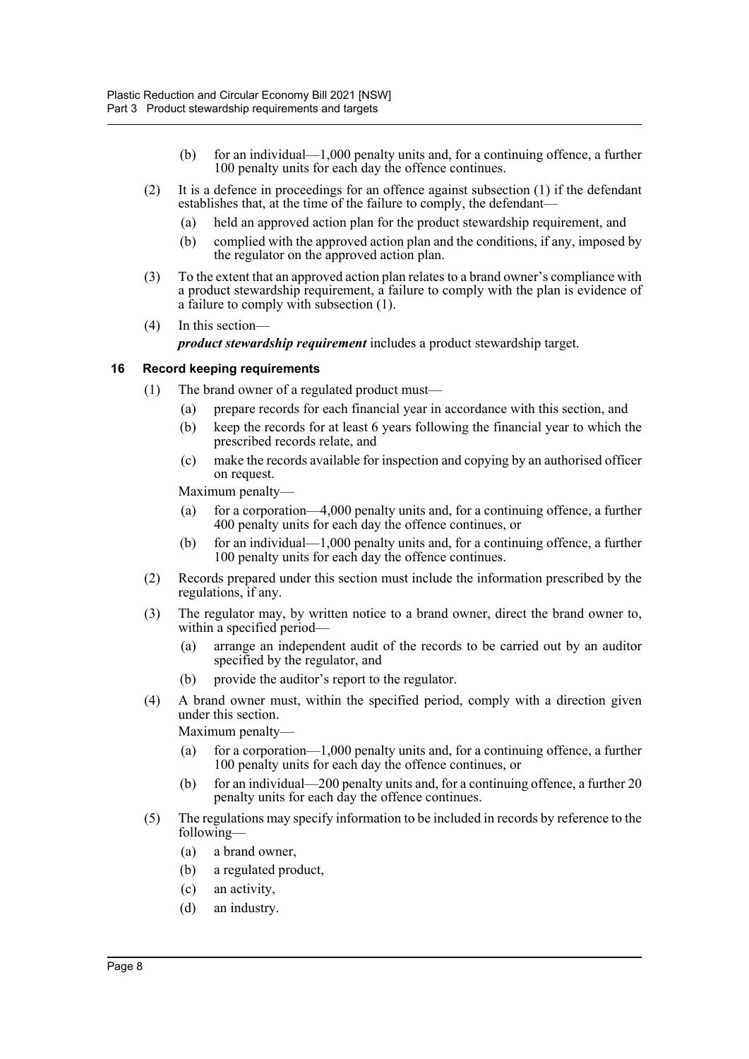(b) for an individual—1,000 penalty units and, for a continuing offence, a further 100 penalty units for each day the offence continues.

(2) It is a defence in proceedings for an offence against subsection (1) if the defendant establishes that, at the time of the failure to comply, the defendant—

(a) held an approved action plan for the product stewardship requirement, and

(b) complied with the approved action plan and the conditions, if any, imposed by the regulator on the approved action plan.

(3) To the extent that an approved action plan relates to a brand owner's compliance with a product stewardship requirement, a failure to comply with the plan is evidence of a failure to comply with subsection (1).

(4) In this section—

***product stewardship requirement*** includes a product stewardship target.

### 16 Record keeping requirements

(1) The brand owner of a regulated product must—

(a) prepare records for each financial year in accordance with this section, and

(b) keep the records for at least 6 years following the financial year to which the prescribed records relate, and

(c) make the records available for inspection and copying by an authorised officer on request.

Maximum penalty—

(a) for a corporation—4,000 penalty units and, for a continuing offence, a further 400 penalty units for each day the offence continues, or

(b) for an individual—1,000 penalty units and, for a continuing offence, a further 100 penalty units for each day the offence continues.

(2) Records prepared under this section must include the information prescribed by the regulations, if any.

(3) The regulator may, by written notice to a brand owner, direct the brand owner to, within a specified period—

(a) arrange an independent audit of the records to be carried out by an auditor specified by the regulator, and

(b) provide the auditor's report to the regulator.

(4) A brand owner must, within the specified period, comply with a direction given under this section.

Maximum penalty—

(a) for a corporation—1,000 penalty units and, for a continuing offence, a further 100 penalty units for each day the offence continues, or

(b) for an individual—200 penalty units and, for a continuing offence, a further 20 penalty units for each day the offence continues.

(5) The regulations may specify information to be included in records by reference to the following—

(a) a brand owner,

(b) a regulated product,

(c) an activity,

(d) an industry.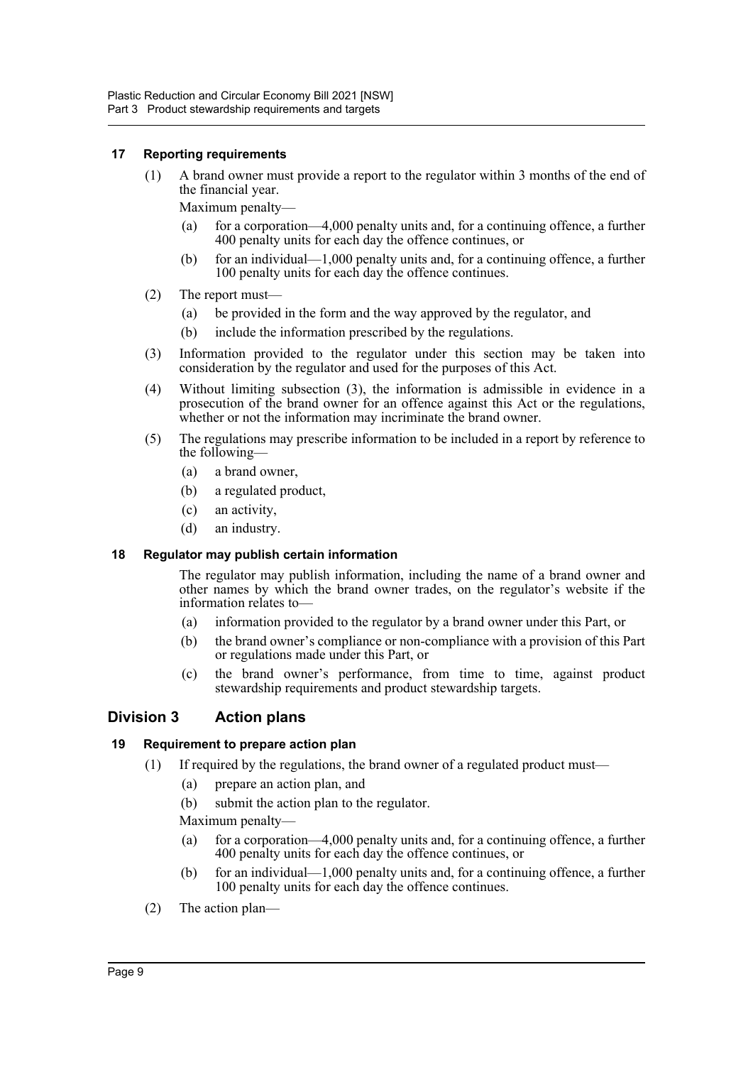**17 Reporting requirements**

(1) A brand owner must provide a report to the regulator within 3 months of the end of the financial year.

Maximum penalty—

(a) for a corporation—4,000 penalty units and, for a continuing offence, a further 400 penalty units for each day the offence continues, or

(b) for an individual—1,000 penalty units and, for a continuing offence, a further 100 penalty units for each day the offence continues.

(2) The report must—

(a) be provided in the form and the way approved by the regulator, and

(b) include the information prescribed by the regulations.

(3) Information provided to the regulator under this section may be taken into consideration by the regulator and used for the purposes of this Act.

(4) Without limiting subsection (3), the information is admissible in evidence in a prosecution of the brand owner for an offence against this Act or the regulations, whether or not the information may incriminate the brand owner.

(5) The regulations may prescribe information to be included in a report by reference to the following—

(a) a brand owner,

(b) a regulated product,

(c) an activity,

(d) an industry.

**18 Regulator may publish certain information**

The regulator may publish information, including the name of a brand owner and other names by which the brand owner trades, on the regulator's website if the information relates to—

(a) information provided to the regulator by a brand owner under this Part, or

(b) the brand owner's compliance or non-compliance with a provision of this Part or regulations made under this Part, or

(c) the brand owner's performance, from time to time, against product stewardship requirements and product stewardship targets.

## Division 3 Action plans

**19 Requirement to prepare action plan**

(1) If required by the regulations, the brand owner of a regulated product must—

(a) prepare an action plan, and

(b) submit the action plan to the regulator.

Maximum penalty—

(a) for a corporation—4,000 penalty units and, for a continuing offence, a further 400 penalty units for each day the offence continues, or

(b) for an individual—1,000 penalty units and, for a continuing offence, a further 100 penalty units for each day the offence continues.

(2) The action plan—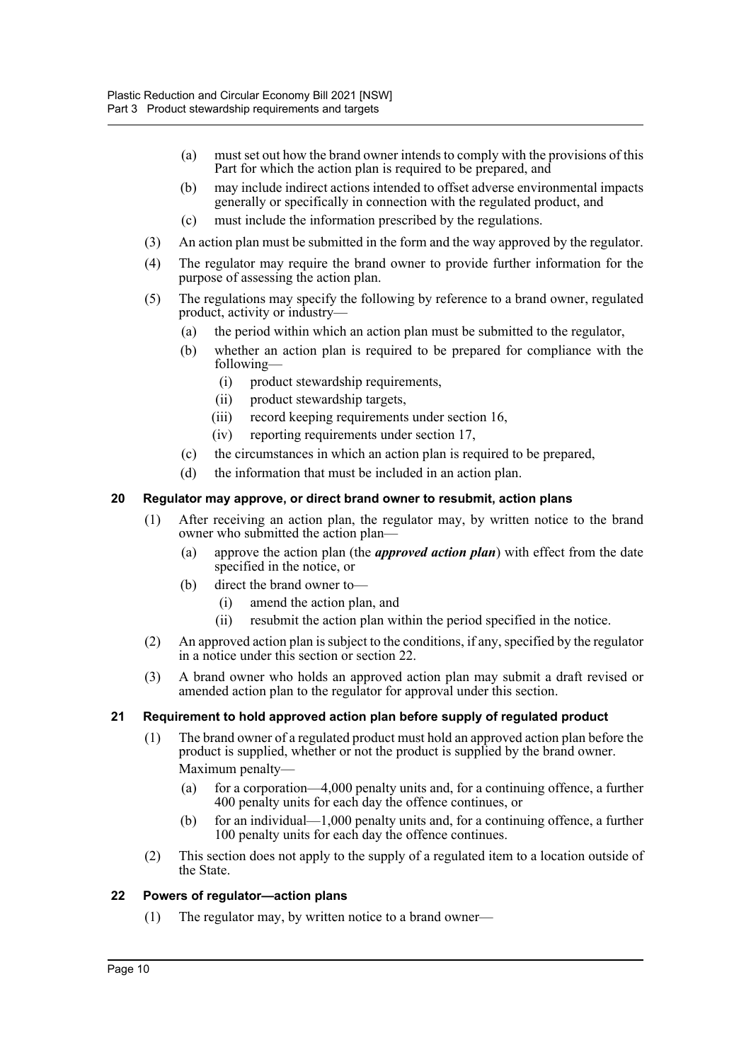(a) must set out how the brand owner intends to comply with the provisions of this Part for which the action plan is required to be prepared, and

(b) may include indirect actions intended to offset adverse environmental impacts generally or specifically in connection with the regulated product, and

(c) must include the information prescribed by the regulations.

(3) An action plan must be submitted in the form and the way approved by the regulator.

(4) The regulator may require the brand owner to provide further information for the purpose of assessing the action plan.

(5) The regulations may specify the following by reference to a brand owner, regulated product, activity or industry—

(a) the period within which an action plan must be submitted to the regulator,

(b) whether an action plan is required to be prepared for compliance with the following—

(i) product stewardship requirements,

(ii) product stewardship targets,

(iii) record keeping requirements under section 16,

(iv) reporting requirements under section 17,

(c) the circumstances in which an action plan is required to be prepared,

(d) the information that must be included in an action plan.

### 20 Regulator may approve, or direct brand owner to resubmit, action plans

(1) After receiving an action plan, the regulator may, by written notice to the brand owner who submitted the action plan—

(a) approve the action plan (the ***approved action plan***) with effect from the date specified in the notice, or

(b) direct the brand owner to—

(i) amend the action plan, and

(ii) resubmit the action plan within the period specified in the notice.

(2) An approved action plan is subject to the conditions, if any, specified by the regulator in a notice under this section or section 22.

(3) A brand owner who holds an approved action plan may submit a draft revised or amended action plan to the regulator for approval under this section.

### 21 Requirement to hold approved action plan before supply of regulated product

(1) The brand owner of a regulated product must hold an approved action plan before the product is supplied, whether or not the product is supplied by the brand owner.

Maximum penalty—

(a) for a corporation—4,000 penalty units and, for a continuing offence, a further 400 penalty units for each day the offence continues, or

(b) for an individual—1,000 penalty units and, for a continuing offence, a further 100 penalty units for each day the offence continues.

(2) This section does not apply to the supply of a regulated item to a location outside of the State.

### 22 Powers of regulator—action plans

(1) The regulator may, by written notice to a brand owner—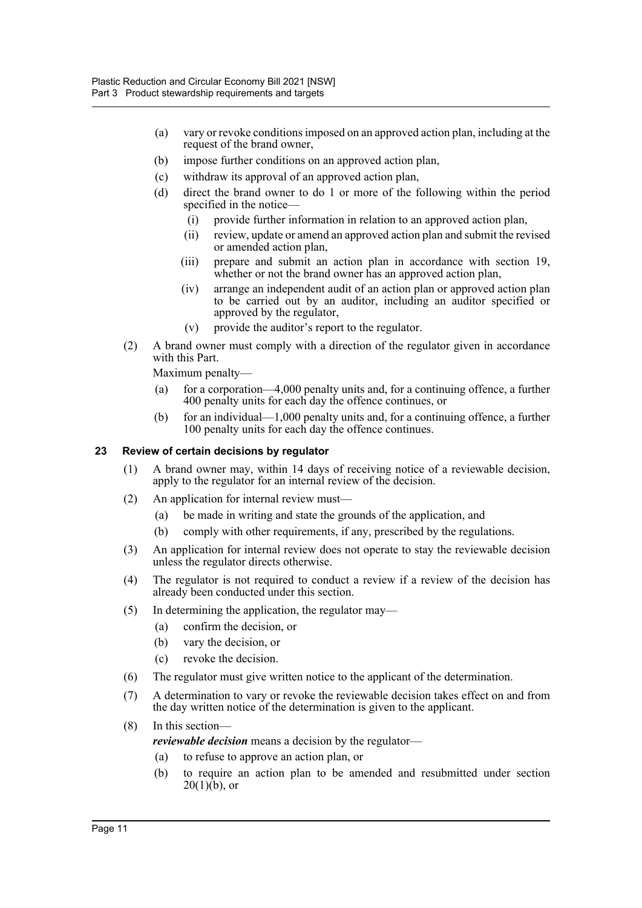(a) vary or revoke conditions imposed on an approved action plan, including at the request of the brand owner,

(b) impose further conditions on an approved action plan,

(c) withdraw its approval of an approved action plan,

(d) direct the brand owner to do 1 or more of the following within the period specified in the notice—

(i) provide further information in relation to an approved action plan,

(ii) review, update or amend an approved action plan and submit the revised or amended action plan,

(iii) prepare and submit an action plan in accordance with section 19, whether or not the brand owner has an approved action plan,

(iv) arrange an independent audit of an action plan or approved action plan to be carried out by an auditor, including an auditor specified or approved by the regulator,

(v) provide the auditor's report to the regulator.

(2) A brand owner must comply with a direction of the regulator given in accordance with this Part.

Maximum penalty—

(a) for a corporation—4,000 penalty units and, for a continuing offence, a further 400 penalty units for each day the offence continues, or

(b) for an individual—1,000 penalty units and, for a continuing offence, a further 100 penalty units for each day the offence continues.

### 23 Review of certain decisions by regulator

(1) A brand owner may, within 14 days of receiving notice of a reviewable decision, apply to the regulator for an internal review of the decision.

(2) An application for internal review must—

(a) be made in writing and state the grounds of the application, and

(b) comply with other requirements, if any, prescribed by the regulations.

(3) An application for internal review does not operate to stay the reviewable decision unless the regulator directs otherwise.

(4) The regulator is not required to conduct a review if a review of the decision has already been conducted under this section.

(5) In determining the application, the regulator may—

(a) confirm the decision, or

(b) vary the decision, or

(c) revoke the decision.

(6) The regulator must give written notice to the applicant of the determination.

(7) A determination to vary or revoke the reviewable decision takes effect on and from the day written notice of the determination is given to the applicant.

(8) In this section—

***reviewable decision*** means a decision by the regulator—

(a) to refuse to approve an action plan, or

(b) to require an action plan to be amended and resubmitted under section 20(1)(b), or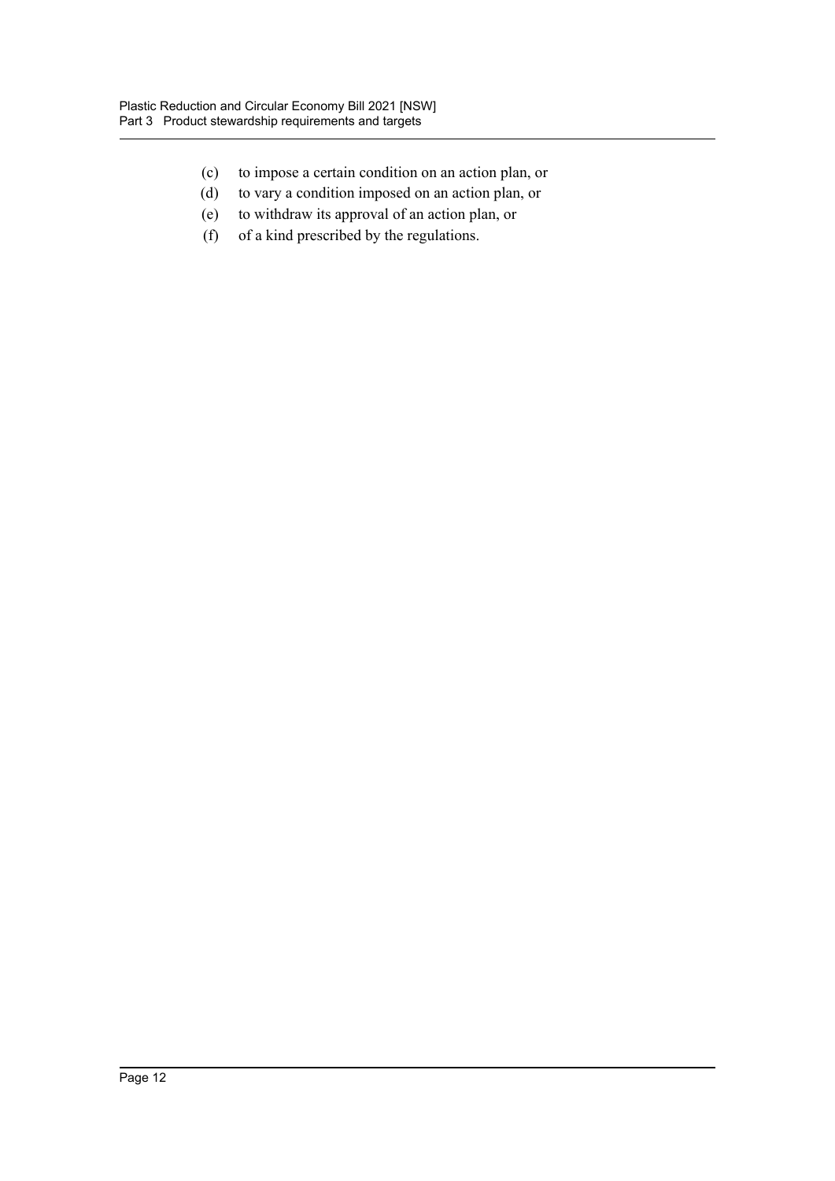(c) to impose a certain condition on an action plan, or

(d) to vary a condition imposed on an action plan, or

(e) to withdraw its approval of an action plan, or

(f) of a kind prescribed by the regulations.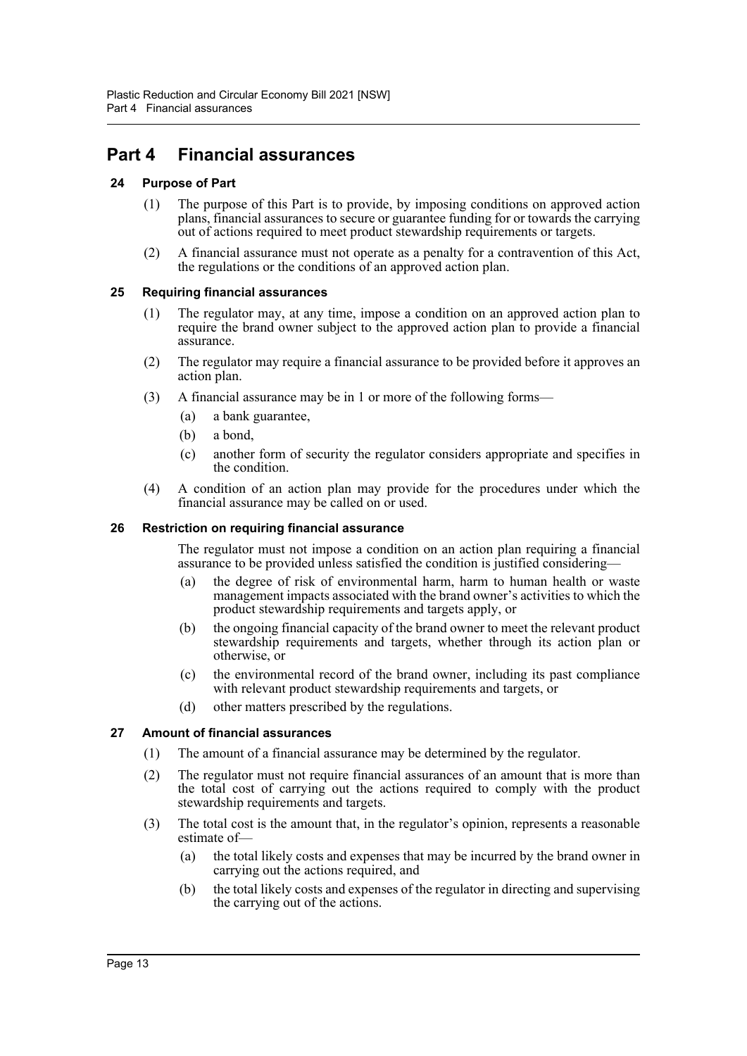# Part 4 Financial assurances

## 24 Purpose of Part

(1) The purpose of this Part is to provide, by imposing conditions on approved action plans, financial assurances to secure or guarantee funding for or towards the carrying out of actions required to meet product stewardship requirements or targets.

(2) A financial assurance must not operate as a penalty for a contravention of this Act, the regulations or the conditions of an approved action plan.

## 25 Requiring financial assurances

(1) The regulator may, at any time, impose a condition on an approved action plan to require the brand owner subject to the approved action plan to provide a financial assurance.

(2) The regulator may require a financial assurance to be provided before it approves an action plan.

(3) A financial assurance may be in 1 or more of the following forms—

- (a) a bank guarantee,
- (b) a bond,
- (c) another form of security the regulator considers appropriate and specifies in the condition.

(4) A condition of an action plan may provide for the procedures under which the financial assurance may be called on or used.

## 26 Restriction on requiring financial assurance

The regulator must not impose a condition on an action plan requiring a financial assurance to be provided unless satisfied the condition is justified considering—

- (a) the degree of risk of environmental harm, harm to human health or waste management impacts associated with the brand owner's activities to which the product stewardship requirements and targets apply, or
- (b) the ongoing financial capacity of the brand owner to meet the relevant product stewardship requirements and targets, whether through its action plan or otherwise, or
- (c) the environmental record of the brand owner, including its past compliance with relevant product stewardship requirements and targets, or
- (d) other matters prescribed by the regulations.

## 27 Amount of financial assurances

(1) The amount of a financial assurance may be determined by the regulator.

(2) The regulator must not require financial assurances of an amount that is more than the total cost of carrying out the actions required to comply with the product stewardship requirements and targets.

(3) The total cost is the amount that, in the regulator's opinion, represents a reasonable estimate of—

- (a) the total likely costs and expenses that may be incurred by the brand owner in carrying out the actions required, and
- (b) the total likely costs and expenses of the regulator in directing and supervising the carrying out of the actions.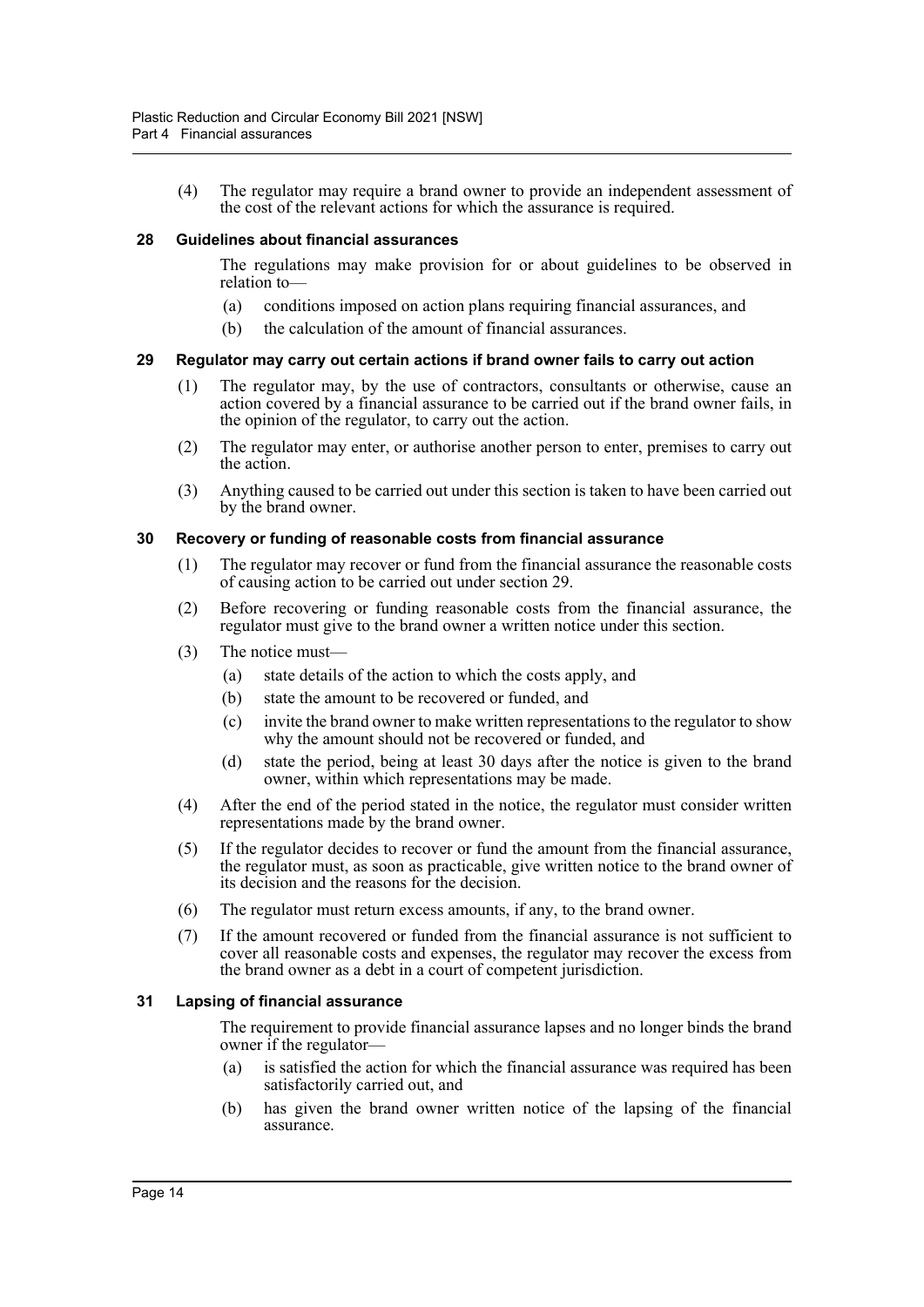(4) The regulator may require a brand owner to provide an independent assessment of the cost of the relevant actions for which the assurance is required.

### 28 Guidelines about financial assurances

The regulations may make provision for or about guidelines to be observed in relation to—

(a) conditions imposed on action plans requiring financial assurances, and

(b) the calculation of the amount of financial assurances.

### 29 Regulator may carry out certain actions if brand owner fails to carry out action

(1) The regulator may, by the use of contractors, consultants or otherwise, cause an action covered by a financial assurance to be carried out if the brand owner fails, in the opinion of the regulator, to carry out the action.

(2) The regulator may enter, or authorise another person to enter, premises to carry out the action.

(3) Anything caused to be carried out under this section is taken to have been carried out by the brand owner.

### 30 Recovery or funding of reasonable costs from financial assurance

(1) The regulator may recover or fund from the financial assurance the reasonable costs of causing action to be carried out under section 29.

(2) Before recovering or funding reasonable costs from the financial assurance, the regulator must give to the brand owner a written notice under this section.

(3) The notice must—

(a) state details of the action to which the costs apply, and

(b) state the amount to be recovered or funded, and

(c) invite the brand owner to make written representations to the regulator to show why the amount should not be recovered or funded, and

(d) state the period, being at least 30 days after the notice is given to the brand owner, within which representations may be made.

(4) After the end of the period stated in the notice, the regulator must consider written representations made by the brand owner.

(5) If the regulator decides to recover or fund the amount from the financial assurance, the regulator must, as soon as practicable, give written notice to the brand owner of its decision and the reasons for the decision.

(6) The regulator must return excess amounts, if any, to the brand owner.

(7) If the amount recovered or funded from the financial assurance is not sufficient to cover all reasonable costs and expenses, the regulator may recover the excess from the brand owner as a debt in a court of competent jurisdiction.

### 31 Lapsing of financial assurance

The requirement to provide financial assurance lapses and no longer binds the brand owner if the regulator—

(a) is satisfied the action for which the financial assurance was required has been satisfactorily carried out, and

(b) has given the brand owner written notice of the lapsing of the financial assurance.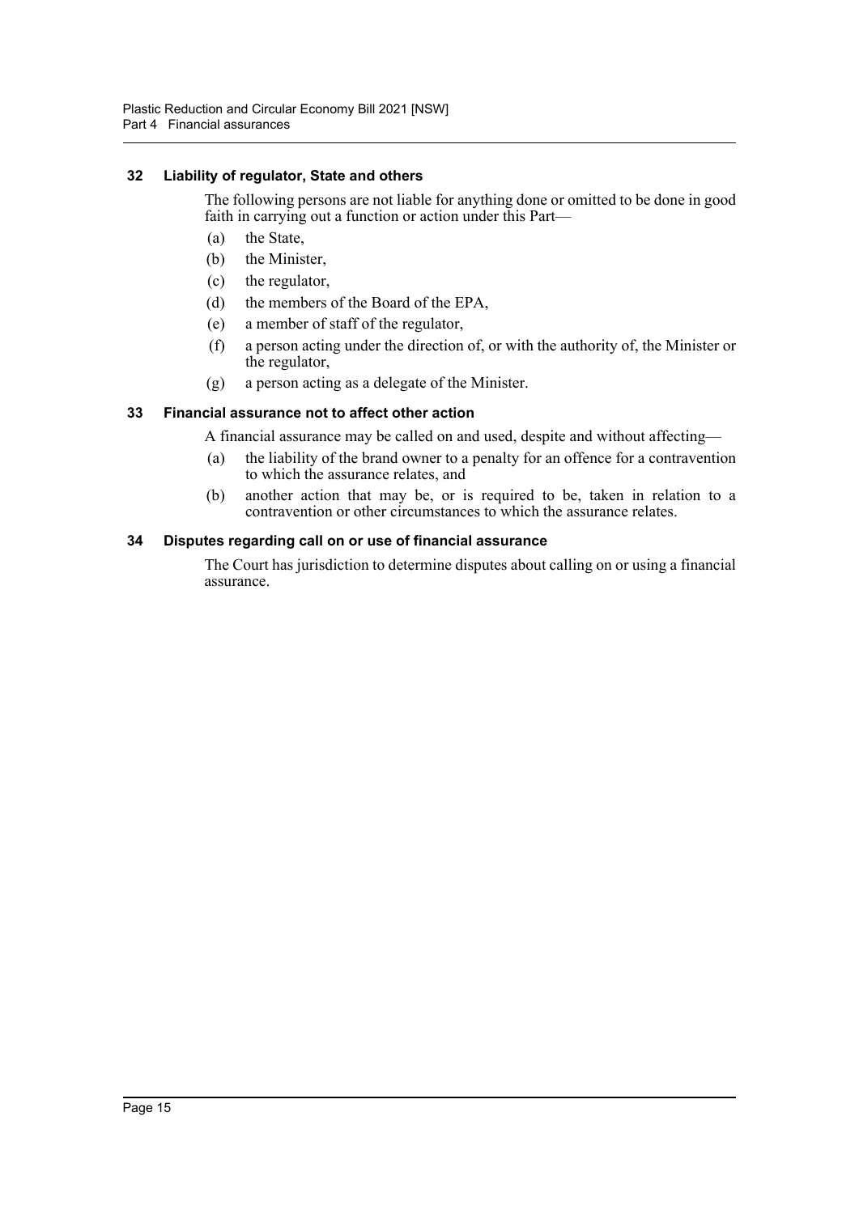### 32 Liability of regulator, State and others

The following persons are not liable for anything done or omitted to be done in good faith in carrying out a function or action under this Part—

(a) the State,

(b) the Minister,

(c) the regulator,

(d) the members of the Board of the EPA,

(e) a member of staff of the regulator,

(f) a person acting under the direction of, or with the authority of, the Minister or the regulator,

(g) a person acting as a delegate of the Minister.

### 33 Financial assurance not to affect other action

A financial assurance may be called on and used, despite and without affecting—

(a) the liability of the brand owner to a penalty for an offence for a contravention to which the assurance relates, and

(b) another action that may be, or is required to be, taken in relation to a contravention or other circumstances to which the assurance relates.

### 34 Disputes regarding call on or use of financial assurance

The Court has jurisdiction to determine disputes about calling on or using a financial assurance.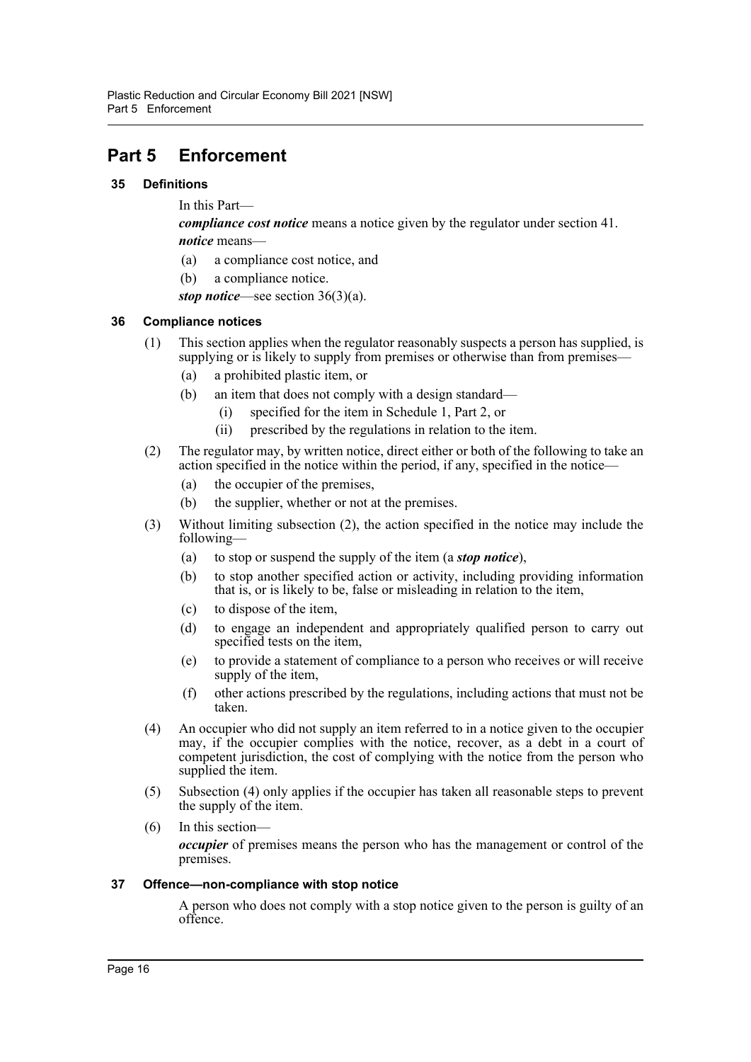# Part 5 Enforcement

## 35 Definitions

In this Part—

***compliance cost notice*** means a notice given by the regulator under section 41.

***notice*** means—

(a) a compliance cost notice, and

(b) a compliance notice.

***stop notice***—see section 36(3)(a).

## 36 Compliance notices

(1) This section applies when the regulator reasonably suspects a person has supplied, is supplying or is likely to supply from premises or otherwise than from premises—

- (a) a prohibited plastic item, or
- (b) an item that does not comply with a design standard—
  - (i) specified for the item in Schedule 1, Part 2, or
  - (ii) prescribed by the regulations in relation to the item.

(2) The regulator may, by written notice, direct either or both of the following to take an action specified in the notice within the period, if any, specified in the notice—

- (a) the occupier of the premises,
- (b) the supplier, whether or not at the premises.

(3) Without limiting subsection (2), the action specified in the notice may include the following—

- (a) to stop or suspend the supply of the item (a ***stop notice***),
- (b) to stop another specified action or activity, including providing information that is, or is likely to be, false or misleading in relation to the item,
- (c) to dispose of the item,
- (d) to engage an independent and appropriately qualified person to carry out specified tests on the item,
- (e) to provide a statement of compliance to a person who receives or will receive supply of the item,
- (f) other actions prescribed by the regulations, including actions that must not be taken.

(4) An occupier who did not supply an item referred to in a notice given to the occupier may, if the occupier complies with the notice, recover, as a debt in a court of competent jurisdiction, the cost of complying with the notice from the person who supplied the item.

(5) Subsection (4) only applies if the occupier has taken all reasonable steps to prevent the supply of the item.

(6) In this section—

***occupier*** of premises means the person who has the management or control of the premises.

## 37 Offence—non-compliance with stop notice

A person who does not comply with a stop notice given to the person is guilty of an offence.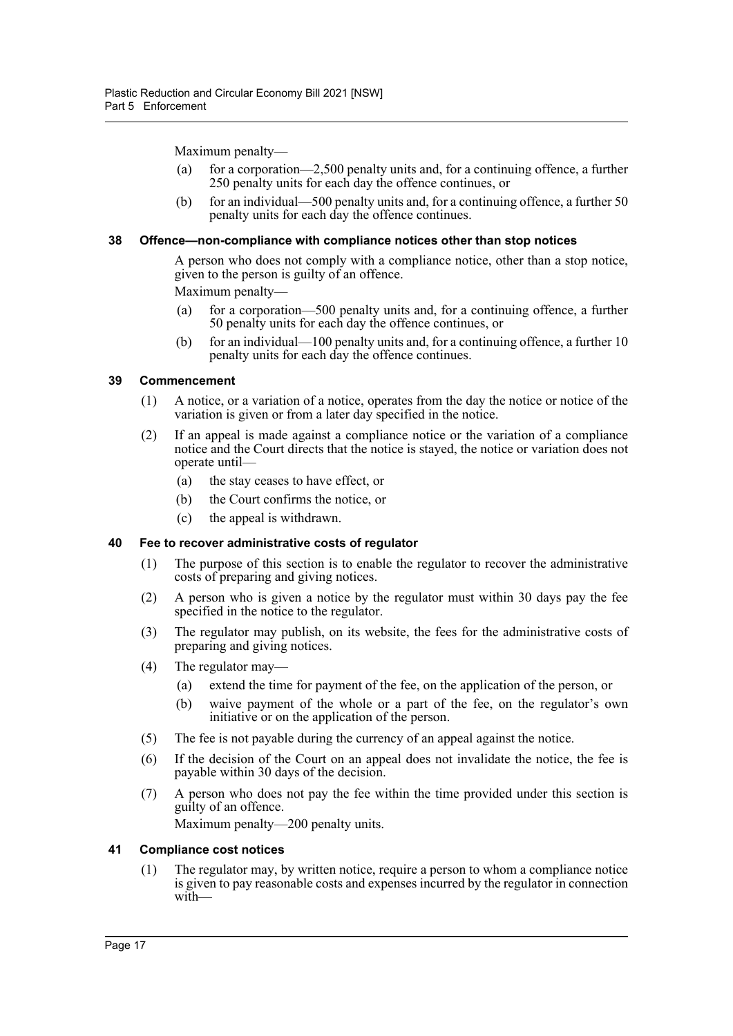Maximum penalty—

(a) for a corporation—2,500 penalty units and, for a continuing offence, a further 250 penalty units for each day the offence continues, or

(b) for an individual—500 penalty units and, for a continuing offence, a further 50 penalty units for each day the offence continues.

### 38 Offence—non-compliance with compliance notices other than stop notices

A person who does not comply with a compliance notice, other than a stop notice, given to the person is guilty of an offence.

Maximum penalty—

(a) for a corporation—500 penalty units and, for a continuing offence, a further 50 penalty units for each day the offence continues, or

(b) for an individual—100 penalty units and, for a continuing offence, a further 10 penalty units for each day the offence continues.

### 39 Commencement

(1) A notice, or a variation of a notice, operates from the day the notice or notice of the variation is given or from a later day specified in the notice.

(2) If an appeal is made against a compliance notice or the variation of a compliance notice and the Court directs that the notice is stayed, the notice or variation does not operate until—

(a) the stay ceases to have effect, or

(b) the Court confirms the notice, or

(c) the appeal is withdrawn.

### 40 Fee to recover administrative costs of regulator

(1) The purpose of this section is to enable the regulator to recover the administrative costs of preparing and giving notices.

(2) A person who is given a notice by the regulator must within 30 days pay the fee specified in the notice to the regulator.

(3) The regulator may publish, on its website, the fees for the administrative costs of preparing and giving notices.

(4) The regulator may—

(a) extend the time for payment of the fee, on the application of the person, or

(b) waive payment of the whole or a part of the fee, on the regulator's own initiative or on the application of the person.

(5) The fee is not payable during the currency of an appeal against the notice.

(6) If the decision of the Court on an appeal does not invalidate the notice, the fee is payable within 30 days of the decision.

(7) A person who does not pay the fee within the time provided under this section is guilty of an offence.

Maximum penalty—200 penalty units.

### 41 Compliance cost notices

(1) The regulator may, by written notice, require a person to whom a compliance notice is given to pay reasonable costs and expenses incurred by the regulator in connection with—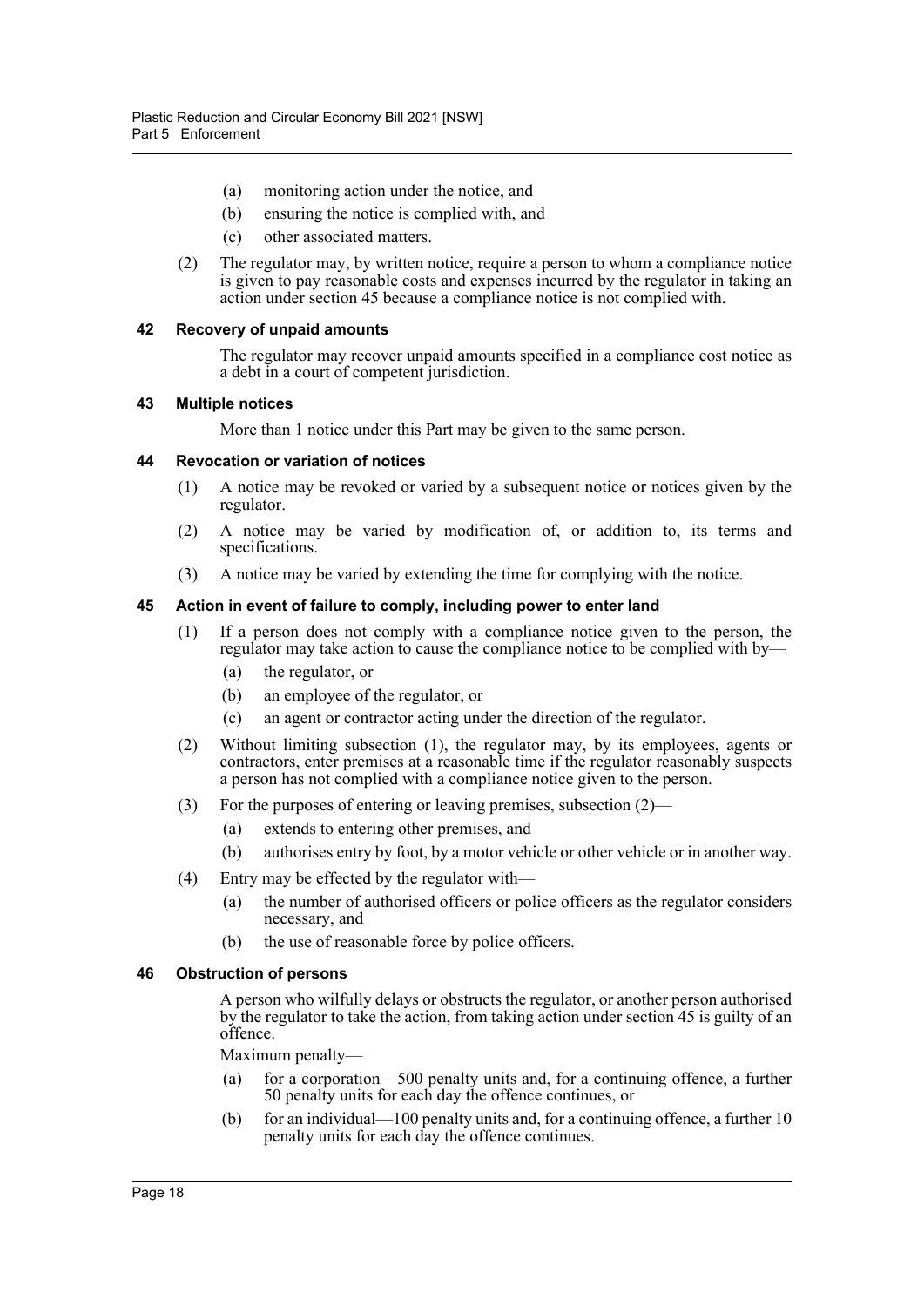(a) monitoring action under the notice, and

(b) ensuring the notice is complied with, and

(c) other associated matters.

(2) The regulator may, by written notice, require a person to whom a compliance notice is given to pay reasonable costs and expenses incurred by the regulator in taking an action under section 45 because a compliance notice is not complied with.

### 42 Recovery of unpaid amounts

The regulator may recover unpaid amounts specified in a compliance cost notice as a debt in a court of competent jurisdiction.

### 43 Multiple notices

More than 1 notice under this Part may be given to the same person.

### 44 Revocation or variation of notices

(1) A notice may be revoked or varied by a subsequent notice or notices given by the regulator.

(2) A notice may be varied by modification of, or addition to, its terms and specifications.

(3) A notice may be varied by extending the time for complying with the notice.

### 45 Action in event of failure to comply, including power to enter land

(1) If a person does not comply with a compliance notice given to the person, the regulator may take action to cause the compliance notice to be complied with by—

(a) the regulator, or

(b) an employee of the regulator, or

(c) an agent or contractor acting under the direction of the regulator.

(2) Without limiting subsection (1), the regulator may, by its employees, agents or contractors, enter premises at a reasonable time if the regulator reasonably suspects a person has not complied with a compliance notice given to the person.

(3) For the purposes of entering or leaving premises, subsection (2)—

(a) extends to entering other premises, and

(b) authorises entry by foot, by a motor vehicle or other vehicle or in another way.

(4) Entry may be effected by the regulator with—

(a) the number of authorised officers or police officers as the regulator considers necessary, and

(b) the use of reasonable force by police officers.

### 46 Obstruction of persons

A person who wilfully delays or obstructs the regulator, or another person authorised by the regulator to take the action, from taking action under section 45 is guilty of an offence.

Maximum penalty—

(a) for a corporation—500 penalty units and, for a continuing offence, a further 50 penalty units for each day the offence continues, or

(b) for an individual—100 penalty units and, for a continuing offence, a further 10 penalty units for each day the offence continues.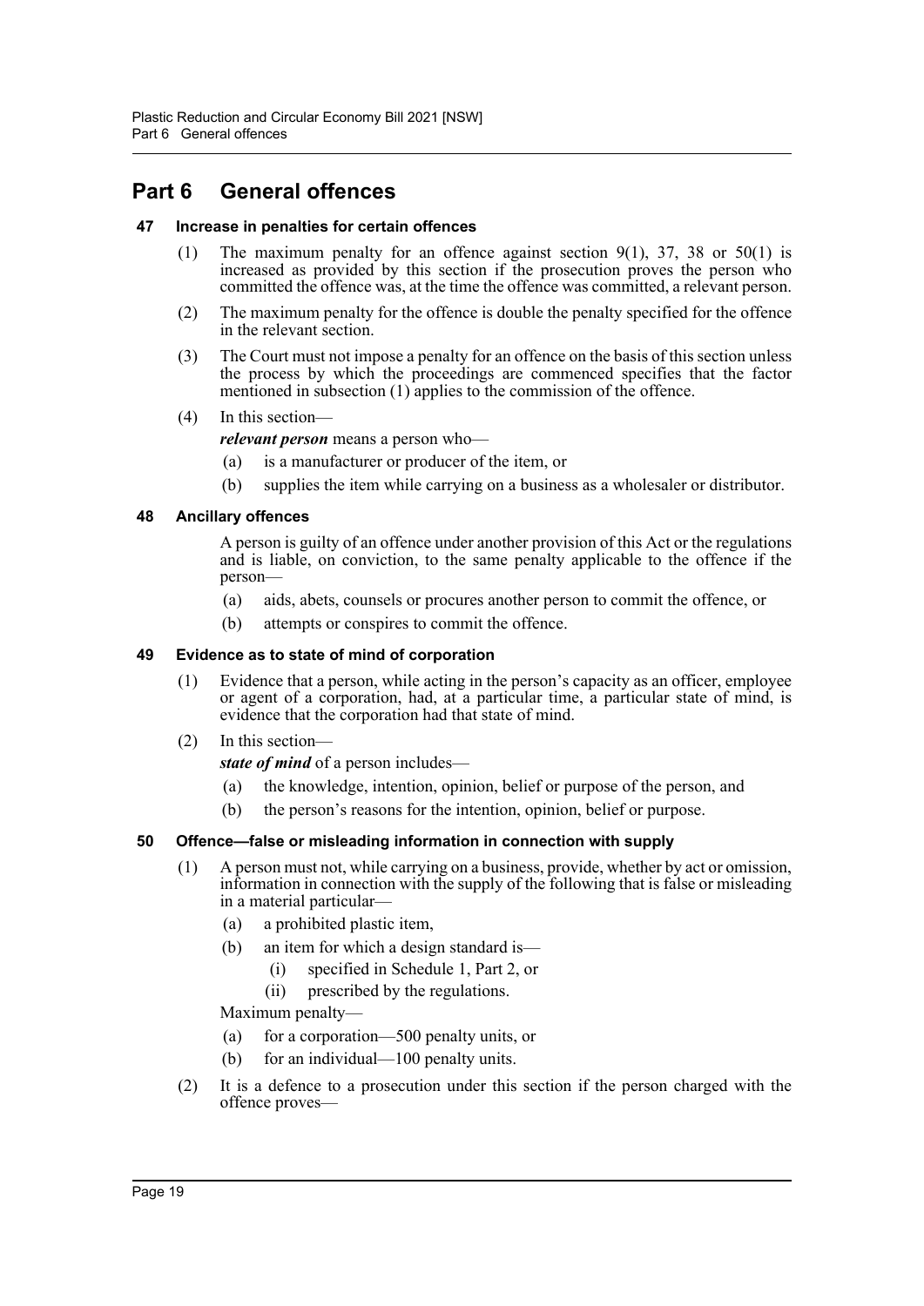# Part 6 General offences

### 47 Increase in penalties for certain offences

(1) The maximum penalty for an offence against section 9(1), 37, 38 or 50(1) is increased as provided by this section if the prosecution proves the person who committed the offence was, at the time the offence was committed, a relevant person.

(2) The maximum penalty for the offence is double the penalty specified for the offence in the relevant section.

(3) The Court must not impose a penalty for an offence on the basis of this section unless the process by which the proceedings are commenced specifies that the factor mentioned in subsection (1) applies to the commission of the offence.

(4) In this section—

***relevant person*** means a person who—

- (a) is a manufacturer or producer of the item, or
- (b) supplies the item while carrying on a business as a wholesaler or distributor.

### 48 Ancillary offences

A person is guilty of an offence under another provision of this Act or the regulations and is liable, on conviction, to the same penalty applicable to the offence if the person—

- (a) aids, abets, counsels or procures another person to commit the offence, or
- (b) attempts or conspires to commit the offence.

### 49 Evidence as to state of mind of corporation

(1) Evidence that a person, while acting in the person's capacity as an officer, employee or agent of a corporation, had, at a particular time, a particular state of mind, is evidence that the corporation had that state of mind.

(2) In this section—

***state of mind*** of a person includes—

- (a) the knowledge, intention, opinion, belief or purpose of the person, and
- (b) the person's reasons for the intention, opinion, belief or purpose.

### 50 Offence—false or misleading information in connection with supply

(1) A person must not, while carrying on a business, provide, whether by act or omission, information in connection with the supply of the following that is false or misleading in a material particular—

- (a) a prohibited plastic item,
- (b) an item for which a design standard is—
  - (i) specified in Schedule 1, Part 2, or
  - (ii) prescribed by the regulations.

Maximum penalty—

- (a) for a corporation—500 penalty units, or
- (b) for an individual—100 penalty units.

(2) It is a defence to a prosecution under this section if the person charged with the offence proves—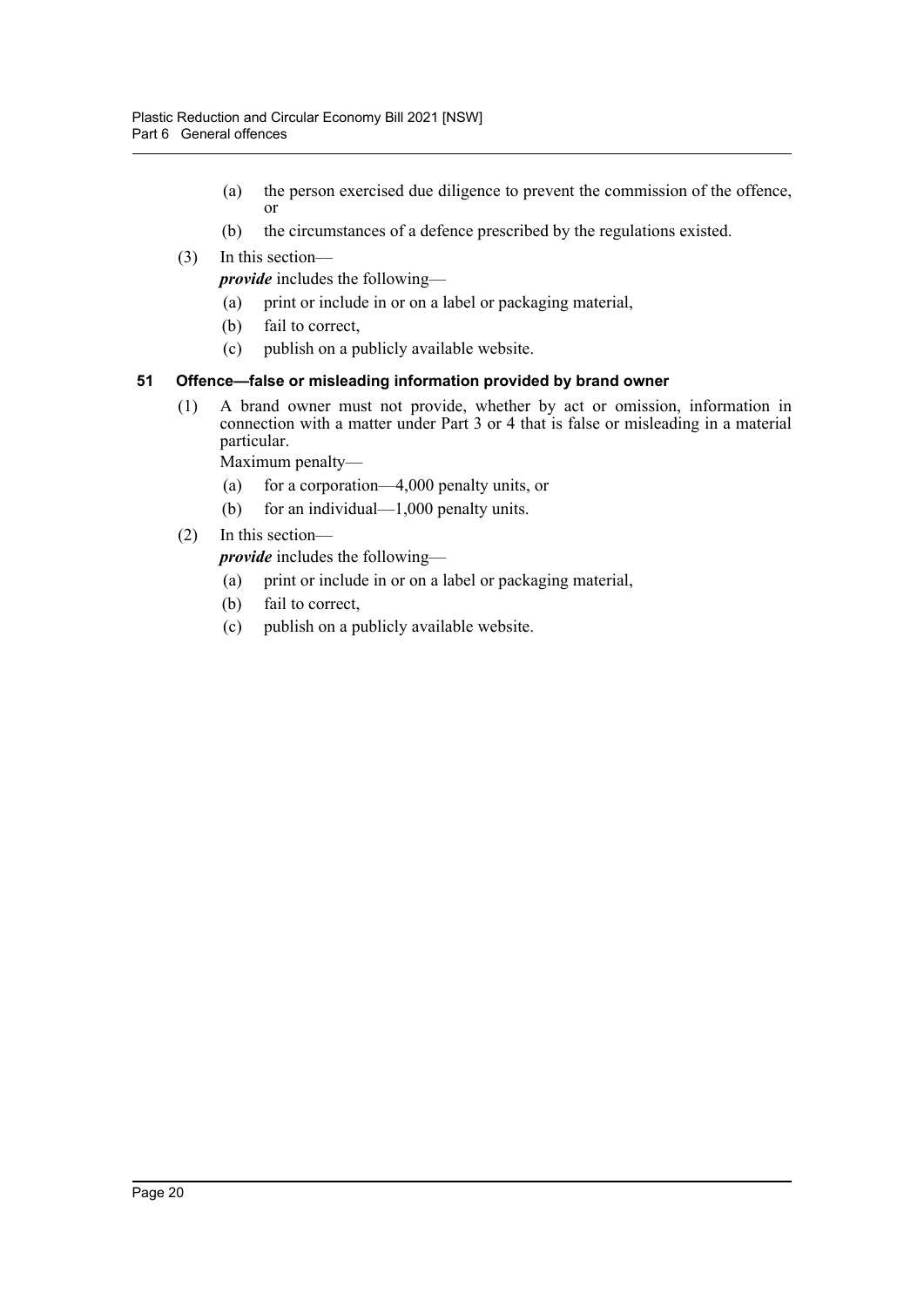(a) the person exercised due diligence to prevent the commission of the offence, or

(b) the circumstances of a defence prescribed by the regulations existed.

(3) In this section—

***provide*** includes the following—

(a) print or include in or on a label or packaging material,

(b) fail to correct,

(c) publish on a publicly available website.

### 51 Offence—false or misleading information provided by brand owner

(1) A brand owner must not provide, whether by act or omission, information in connection with a matter under Part 3 or 4 that is false or misleading in a material particular.

Maximum penalty—

(a) for a corporation—4,000 penalty units, or

(b) for an individual—1,000 penalty units.

(2) In this section—

***provide*** includes the following—

(a) print or include in or on a label or packaging material,

(b) fail to correct,

(c) publish on a publicly available website.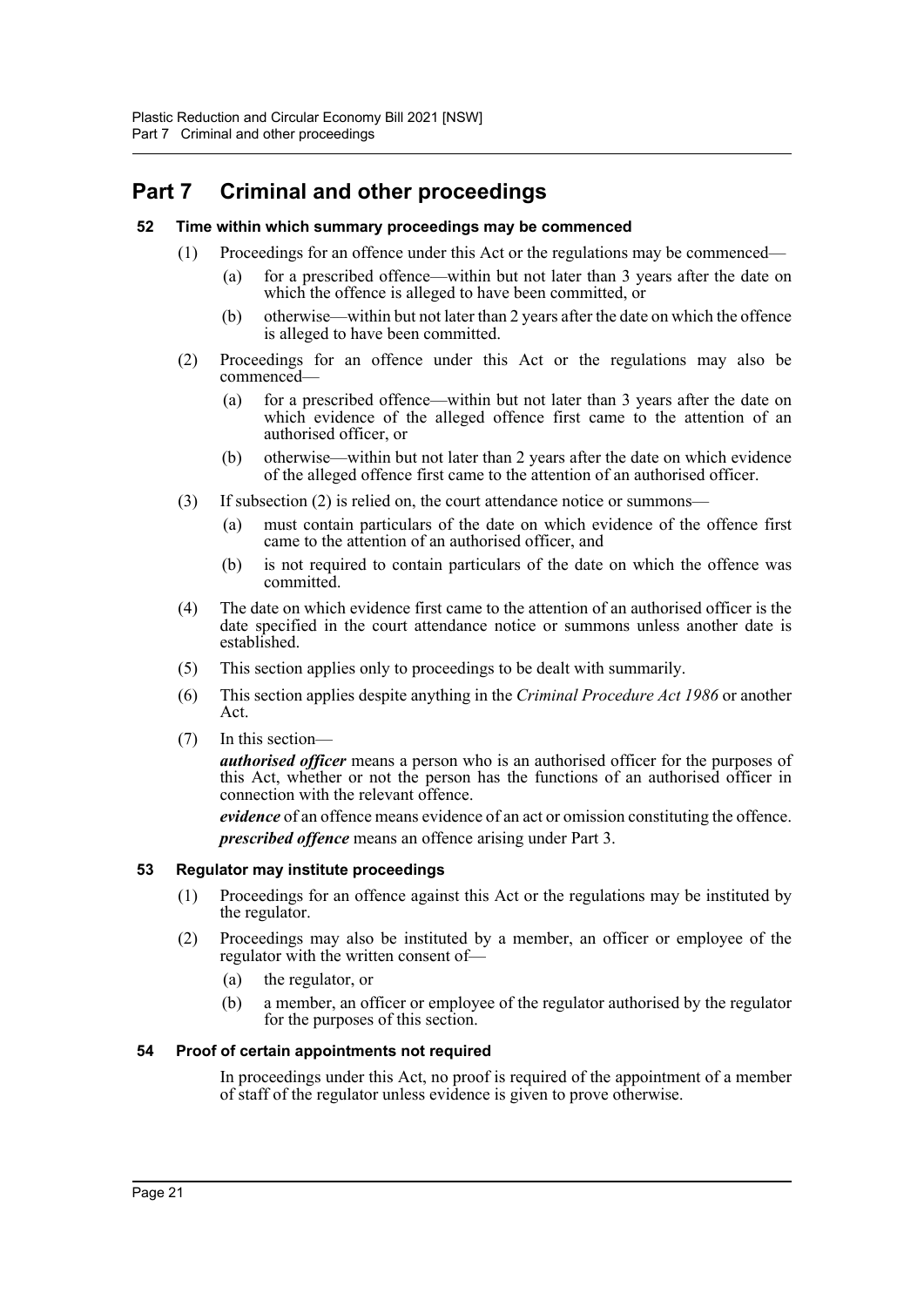# Part 7 Criminal and other proceedings

### 52 Time within which summary proceedings may be commenced

(1) Proceedings for an offence under this Act or the regulations may be commenced—

- (a) for a prescribed offence—within but not later than 3 years after the date on which the offence is alleged to have been committed, or
- (b) otherwise—within but not later than 2 years after the date on which the offence is alleged to have been committed.

(2) Proceedings for an offence under this Act or the regulations may also be commenced—

- (a) for a prescribed offence—within but not later than 3 years after the date on which evidence of the alleged offence first came to the attention of an authorised officer, or
- (b) otherwise—within but not later than 2 years after the date on which evidence of the alleged offence first came to the attention of an authorised officer.

(3) If subsection (2) is relied on, the court attendance notice or summons—

- (a) must contain particulars of the date on which evidence of the offence first came to the attention of an authorised officer, and
- (b) is not required to contain particulars of the date on which the offence was committed.

(4) The date on which evidence first came to the attention of an authorised officer is the date specified in the court attendance notice or summons unless another date is established.

(5) This section applies only to proceedings to be dealt with summarily.

(6) This section applies despite anything in the *Criminal Procedure Act 1986* or another Act.

(7) In this section—

***authorised officer*** means a person who is an authorised officer for the purposes of this Act, whether or not the person has the functions of an authorised officer in connection with the relevant offence.

***evidence*** of an offence means evidence of an act or omission constituting the offence.

***prescribed offence*** means an offence arising under Part 3.

### 53 Regulator may institute proceedings

(1) Proceedings for an offence against this Act or the regulations may be instituted by the regulator.

(2) Proceedings may also be instituted by a member, an officer or employee of the regulator with the written consent of—

- (a) the regulator, or
- (b) a member, an officer or employee of the regulator authorised by the regulator for the purposes of this section.

### 54 Proof of certain appointments not required

In proceedings under this Act, no proof is required of the appointment of a member of staff of the regulator unless evidence is given to prove otherwise.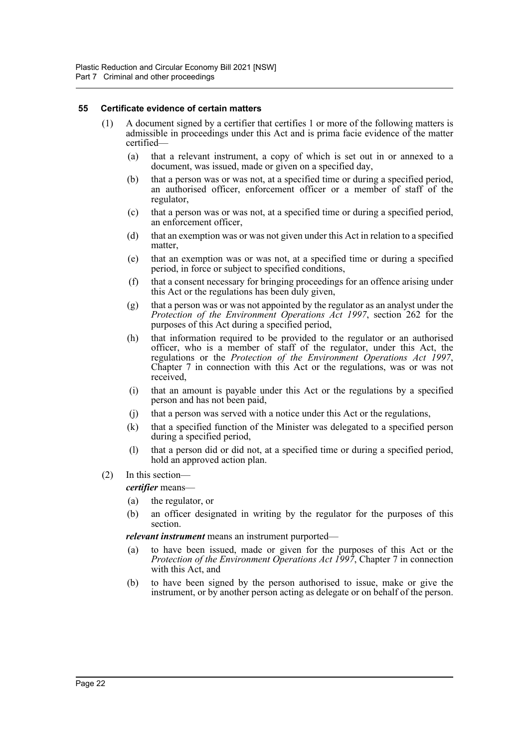### 55 Certificate evidence of certain matters

(1) A document signed by a certifier that certifies 1 or more of the following matters is admissible in proceedings under this Act and is prima facie evidence of the matter certified—

(a) that a relevant instrument, a copy of which is set out in or annexed to a document, was issued, made or given on a specified day,

(b) that a person was or was not, at a specified time or during a specified period, an authorised officer, enforcement officer or a member of staff of the regulator,

(c) that a person was or was not, at a specified time or during a specified period, an enforcement officer,

(d) that an exemption was or was not given under this Act in relation to a specified matter,

(e) that an exemption was or was not, at a specified time or during a specified period, in force or subject to specified conditions,

(f) that a consent necessary for bringing proceedings for an offence arising under this Act or the regulations has been duly given,

(g) that a person was or was not appointed by the regulator as an analyst under the *Protection of the Environment Operations Act 1997*, section 262 for the purposes of this Act during a specified period,

(h) that information required to be provided to the regulator or an authorised officer, who is a member of staff of the regulator, under this Act, the regulations or the *Protection of the Environment Operations Act 1997*, Chapter 7 in connection with this Act or the regulations, was or was not received,

(i) that an amount is payable under this Act or the regulations by a specified person and has not been paid,

(j) that a person was served with a notice under this Act or the regulations,

(k) that a specified function of the Minister was delegated to a specified person during a specified period,

(l) that a person did or did not, at a specified time or during a specified period, hold an approved action plan.

(2) In this section—

***certifier*** means—

(a) the regulator, or

(b) an officer designated in writing by the regulator for the purposes of this section.

***relevant instrument*** means an instrument purported—

(a) to have been issued, made or given for the purposes of this Act or the *Protection of the Environment Operations Act 1997*, Chapter 7 in connection with this Act, and

(b) to have been signed by the person authorised to issue, make or give the instrument, or by another person acting as delegate or on behalf of the person.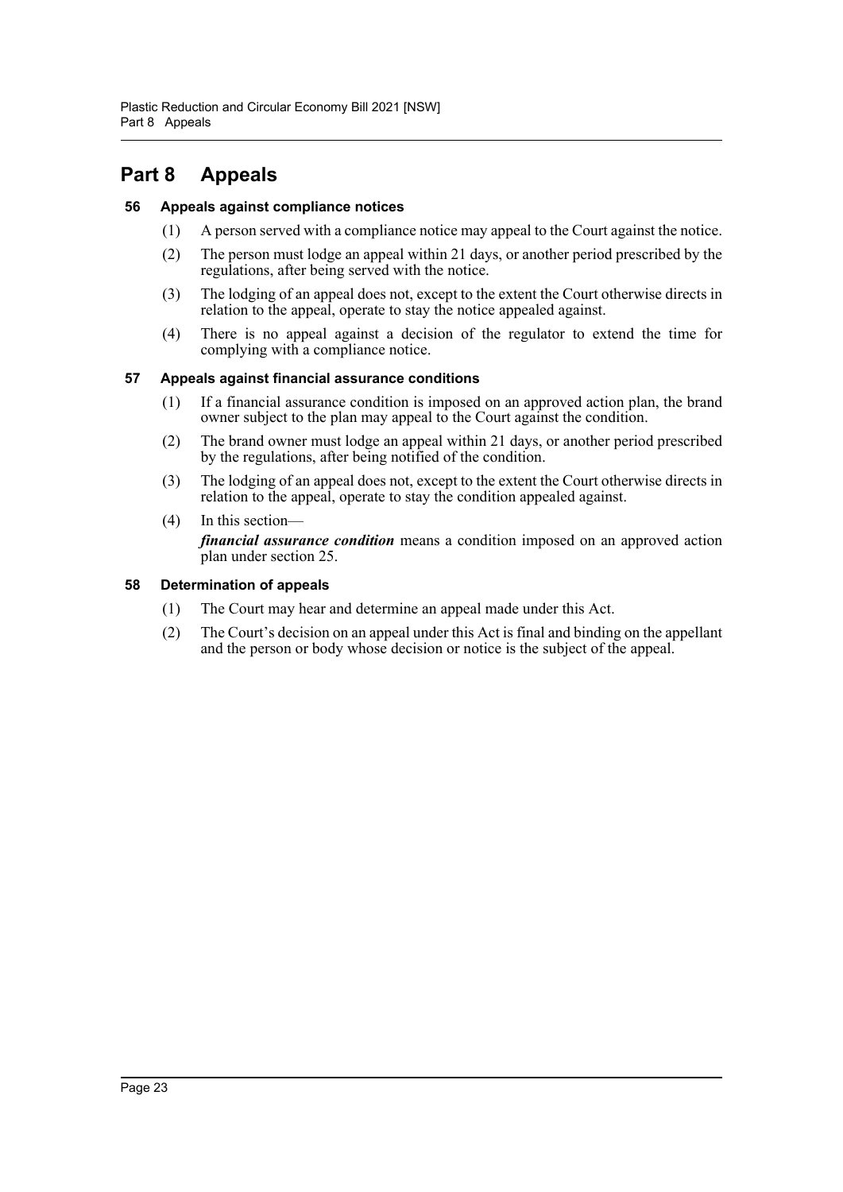# Part 8 Appeals

### 56 Appeals against compliance notices

(1) A person served with a compliance notice may appeal to the Court against the notice.

(2) The person must lodge an appeal within 21 days, or another period prescribed by the regulations, after being served with the notice.

(3) The lodging of an appeal does not, except to the extent the Court otherwise directs in relation to the appeal, operate to stay the notice appealed against.

(4) There is no appeal against a decision of the regulator to extend the time for complying with a compliance notice.

### 57 Appeals against financial assurance conditions

(1) If a financial assurance condition is imposed on an approved action plan, the brand owner subject to the plan may appeal to the Court against the condition.

(2) The brand owner must lodge an appeal within 21 days, or another period prescribed by the regulations, after being notified of the condition.

(3) The lodging of an appeal does not, except to the extent the Court otherwise directs in relation to the appeal, operate to stay the condition appealed against.

(4) In this section—

***financial assurance condition*** means a condition imposed on an approved action plan under section 25.

### 58 Determination of appeals

(1) The Court may hear and determine an appeal made under this Act.

(2) The Court's decision on an appeal under this Act is final and binding on the appellant and the person or body whose decision or notice is the subject of the appeal.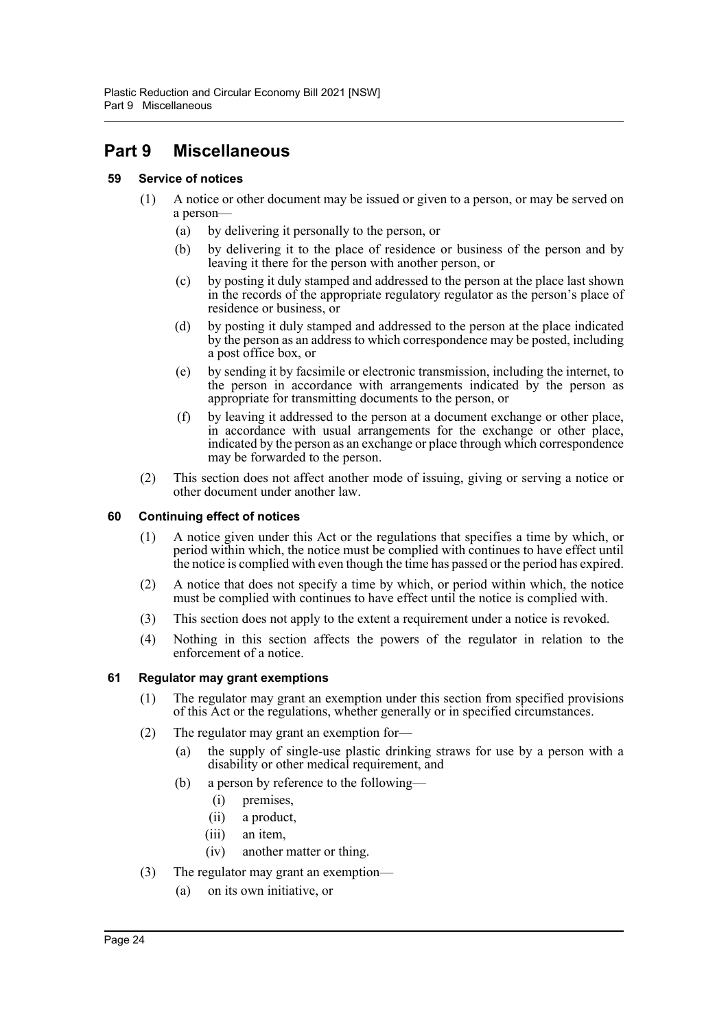# Part 9 Miscellaneous

### 59 Service of notices

(1) A notice or other document may be issued or given to a person, or may be served on a person—

- (a) by delivering it personally to the person, or
- (b) by delivering it to the place of residence or business of the person and by leaving it there for the person with another person, or
- (c) by posting it duly stamped and addressed to the person at the place last shown in the records of the appropriate regulatory regulator as the person's place of residence or business, or
- (d) by posting it duly stamped and addressed to the person at the place indicated by the person as an address to which correspondence may be posted, including a post office box, or
- (e) by sending it by facsimile or electronic transmission, including the internet, to the person in accordance with arrangements indicated by the person as appropriate for transmitting documents to the person, or
- (f) by leaving it addressed to the person at a document exchange or other place, in accordance with usual arrangements for the exchange or other place, indicated by the person as an exchange or place through which correspondence may be forwarded to the person.

(2) This section does not affect another mode of issuing, giving or serving a notice or other document under another law.

### 60 Continuing effect of notices

(1) A notice given under this Act or the regulations that specifies a time by which, or period within which, the notice must be complied with continues to have effect until the notice is complied with even though the time has passed or the period has expired.

(2) A notice that does not specify a time by which, or period within which, the notice must be complied with continues to have effect until the notice is complied with.

(3) This section does not apply to the extent a requirement under a notice is revoked.

(4) Nothing in this section affects the powers of the regulator in relation to the enforcement of a notice.

### 61 Regulator may grant exemptions

(1) The regulator may grant an exemption under this section from specified provisions of this Act or the regulations, whether generally or in specified circumstances.

(2) The regulator may grant an exemption for—

- (a) the supply of single-use plastic drinking straws for use by a person with a disability or other medical requirement, and
- (b) a person by reference to the following—
  - (i) premises,
  - (ii) a product,
  - (iii) an item,
  - (iv) another matter or thing.

(3) The regulator may grant an exemption—

- (a) on its own initiative, or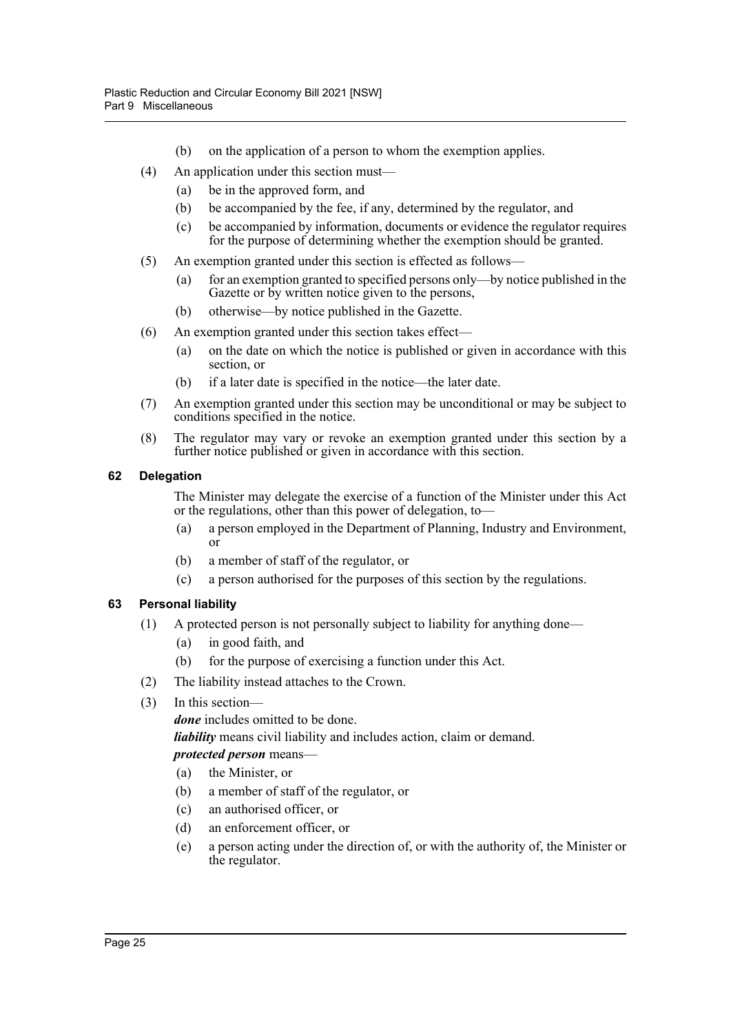(b) on the application of a person to whom the exemption applies.

(4) An application under this section must—

(a) be in the approved form, and

(b) be accompanied by the fee, if any, determined by the regulator, and

(c) be accompanied by information, documents or evidence the regulator requires for the purpose of determining whether the exemption should be granted.

(5) An exemption granted under this section is effected as follows—

(a) for an exemption granted to specified persons only—by notice published in the Gazette or by written notice given to the persons,

(b) otherwise—by notice published in the Gazette.

(6) An exemption granted under this section takes effect—

(a) on the date on which the notice is published or given in accordance with this section, or

(b) if a later date is specified in the notice—the later date.

(7) An exemption granted under this section may be unconditional or may be subject to conditions specified in the notice.

(8) The regulator may vary or revoke an exemption granted under this section by a further notice published or given in accordance with this section.

### 62 Delegation

The Minister may delegate the exercise of a function of the Minister under this Act or the regulations, other than this power of delegation, to—

(a) a person employed in the Department of Planning, Industry and Environment, or

(b) a member of staff of the regulator, or

(c) a person authorised for the purposes of this section by the regulations.

### 63 Personal liability

(1) A protected person is not personally subject to liability for anything done—

(a) in good faith, and

(b) for the purpose of exercising a function under this Act.

(2) The liability instead attaches to the Crown.

(3) In this section—

***done*** includes omitted to be done.

***liability*** means civil liability and includes action, claim or demand.

***protected person*** means—

(a) the Minister, or

(b) a member of staff of the regulator, or

(c) an authorised officer, or

(d) an enforcement officer, or

(e) a person acting under the direction of, or with the authority of, the Minister or the regulator.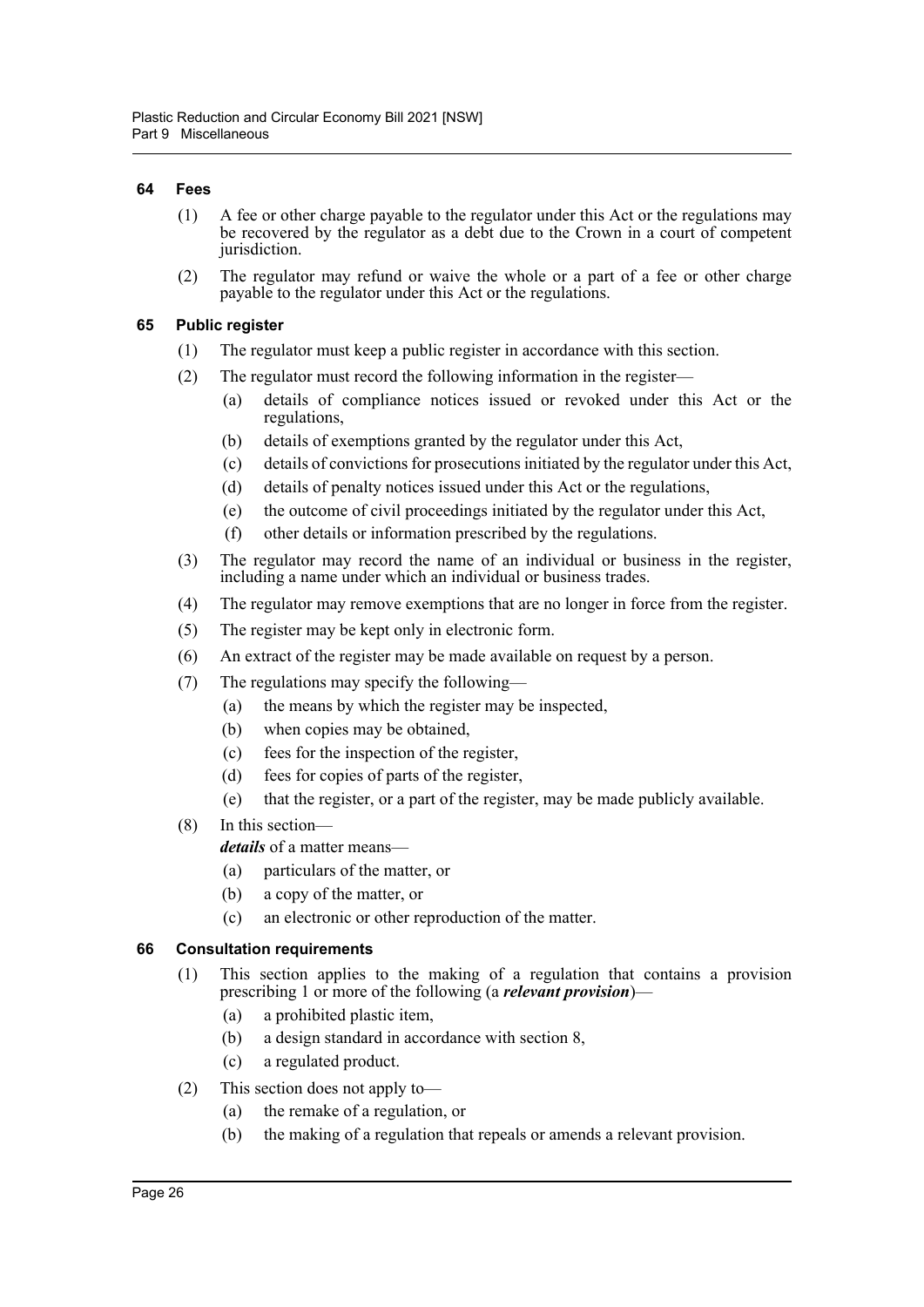### 64 Fees

(1) A fee or other charge payable to the regulator under this Act or the regulations may be recovered by the regulator as a debt due to the Crown in a court of competent jurisdiction.

(2) The regulator may refund or waive the whole or a part of a fee or other charge payable to the regulator under this Act or the regulations.

### 65 Public register

(1) The regulator must keep a public register in accordance with this section.

(2) The regulator must record the following information in the register—

(a) details of compliance notices issued or revoked under this Act or the regulations,

(b) details of exemptions granted by the regulator under this Act,

(c) details of convictions for prosecutions initiated by the regulator under this Act,

(d) details of penalty notices issued under this Act or the regulations,

(e) the outcome of civil proceedings initiated by the regulator under this Act,

(f) other details or information prescribed by the regulations.

(3) The regulator may record the name of an individual or business in the register, including a name under which an individual or business trades.

(4) The regulator may remove exemptions that are no longer in force from the register.

(5) The register may be kept only in electronic form.

(6) An extract of the register may be made available on request by a person.

(7) The regulations may specify the following—

(a) the means by which the register may be inspected,

(b) when copies may be obtained,

(c) fees for the inspection of the register,

(d) fees for copies of parts of the register,

(e) that the register, or a part of the register, may be made publicly available.

(8) In this section—

***details*** of a matter means—

(a) particulars of the matter, or

(b) a copy of the matter, or

(c) an electronic or other reproduction of the matter.

### 66 Consultation requirements

(1) This section applies to the making of a regulation that contains a provision prescribing 1 or more of the following (a ***relevant provision***)—

(a) a prohibited plastic item,

(b) a design standard in accordance with section 8,

(c) a regulated product.

(2) This section does not apply to—

(a) the remake of a regulation, or

(b) the making of a regulation that repeals or amends a relevant provision.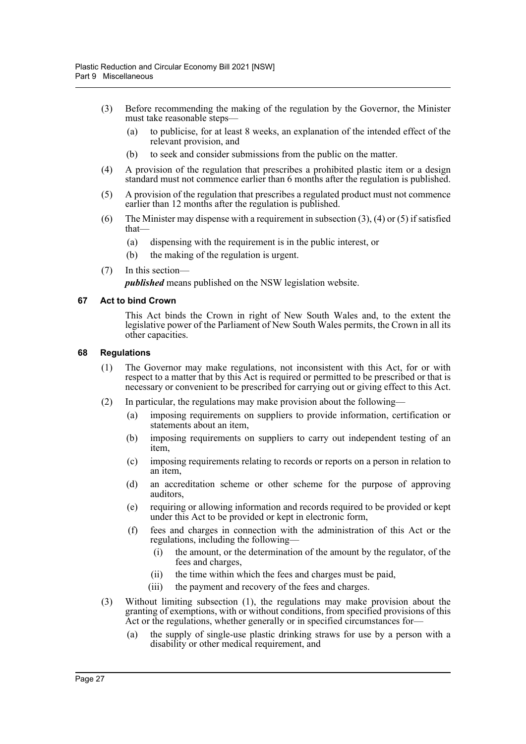(3) Before recommending the making of the regulation by the Governor, the Minister must take reasonable steps—

  (a) to publicise, for at least 8 weeks, an explanation of the intended effect of the relevant provision, and

  (b) to seek and consider submissions from the public on the matter.

(4) A provision of the regulation that prescribes a prohibited plastic item or a design standard must not commence earlier than 6 months after the regulation is published.

(5) A provision of the regulation that prescribes a regulated product must not commence earlier than 12 months after the regulation is published.

(6) The Minister may dispense with a requirement in subsection (3), (4) or (5) if satisfied that—

  (a) dispensing with the requirement is in the public interest, or

  (b) the making of the regulation is urgent.

(7) In this section—

***published*** means published on the NSW legislation website.

### 67 Act to bind Crown

This Act binds the Crown in right of New South Wales and, to the extent the legislative power of the Parliament of New South Wales permits, the Crown in all its other capacities.

### 68 Regulations

(1) The Governor may make regulations, not inconsistent with this Act, for or with respect to a matter that by this Act is required or permitted to be prescribed or that is necessary or convenient to be prescribed for carrying out or giving effect to this Act.

(2) In particular, the regulations may make provision about the following—

  (a) imposing requirements on suppliers to provide information, certification or statements about an item,

  (b) imposing requirements on suppliers to carry out independent testing of an item,

  (c) imposing requirements relating to records or reports on a person in relation to an item,

  (d) an accreditation scheme or other scheme for the purpose of approving auditors,

  (e) requiring or allowing information and records required to be provided or kept under this Act to be provided or kept in electronic form,

  (f) fees and charges in connection with the administration of this Act or the regulations, including the following—

    (i) the amount, or the determination of the amount by the regulator, of the fees and charges,

    (ii) the time within which the fees and charges must be paid,

    (iii) the payment and recovery of the fees and charges.

(3) Without limiting subsection (1), the regulations may make provision about the granting of exemptions, with or without conditions, from specified provisions of this Act or the regulations, whether generally or in specified circumstances for—

  (a) the supply of single-use plastic drinking straws for use by a person with a disability or other medical requirement, and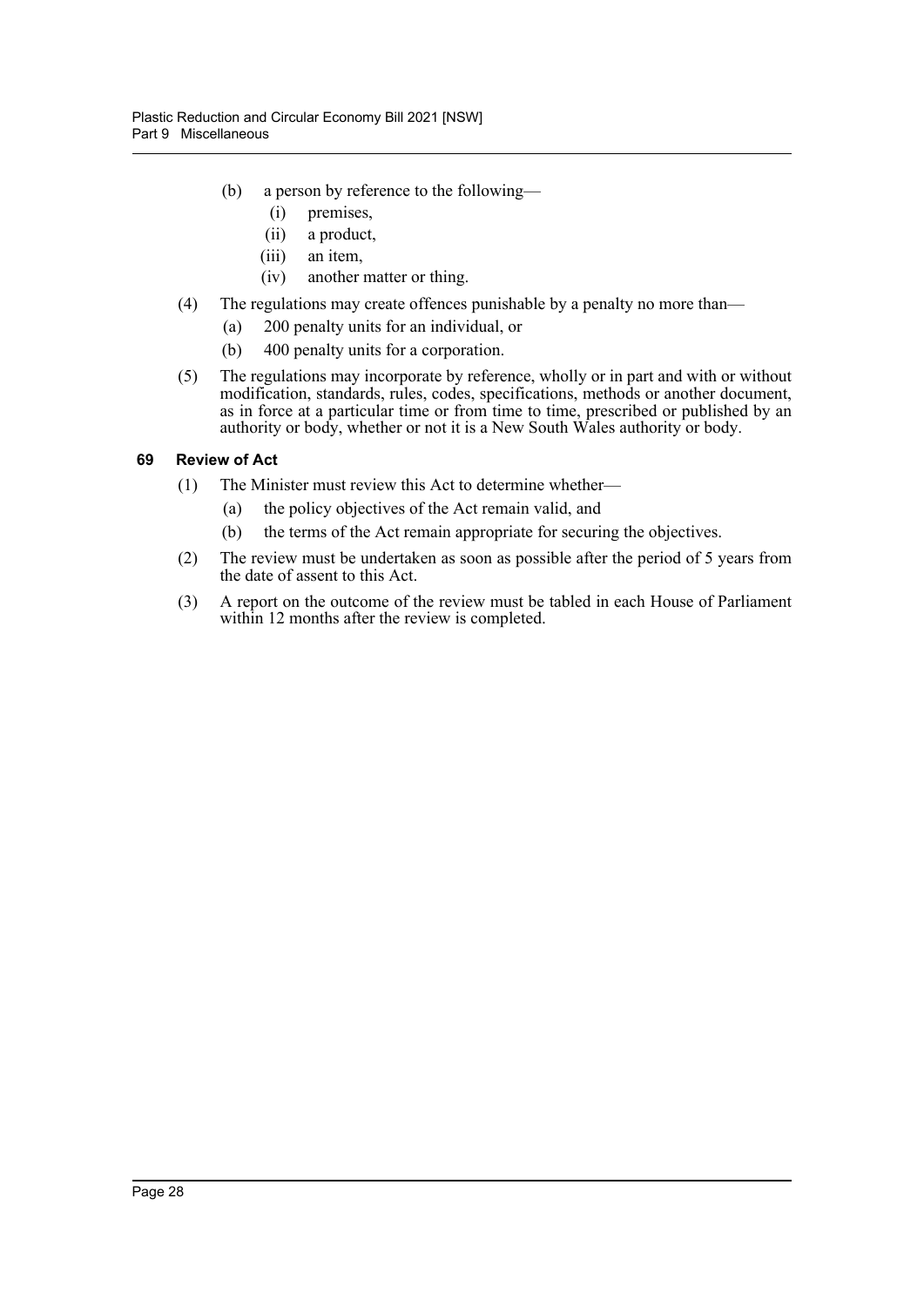(b) a person by reference to the following—

  (i) premises,

  (ii) a product,

  (iii) an item,

  (iv) another matter or thing.

(4) The regulations may create offences punishable by a penalty no more than—

  (a) 200 penalty units for an individual, or

  (b) 400 penalty units for a corporation.

(5) The regulations may incorporate by reference, wholly or in part and with or without modification, standards, rules, codes, specifications, methods or another document, as in force at a particular time or from time to time, prescribed or published by an authority or body, whether or not it is a New South Wales authority or body.

### 69 Review of Act

(1) The Minister must review this Act to determine whether—

  (a) the policy objectives of the Act remain valid, and

  (b) the terms of the Act remain appropriate for securing the objectives.

(2) The review must be undertaken as soon as possible after the period of 5 years from the date of assent to this Act.

(3) A report on the outcome of the review must be tabled in each House of Parliament within 12 months after the review is completed.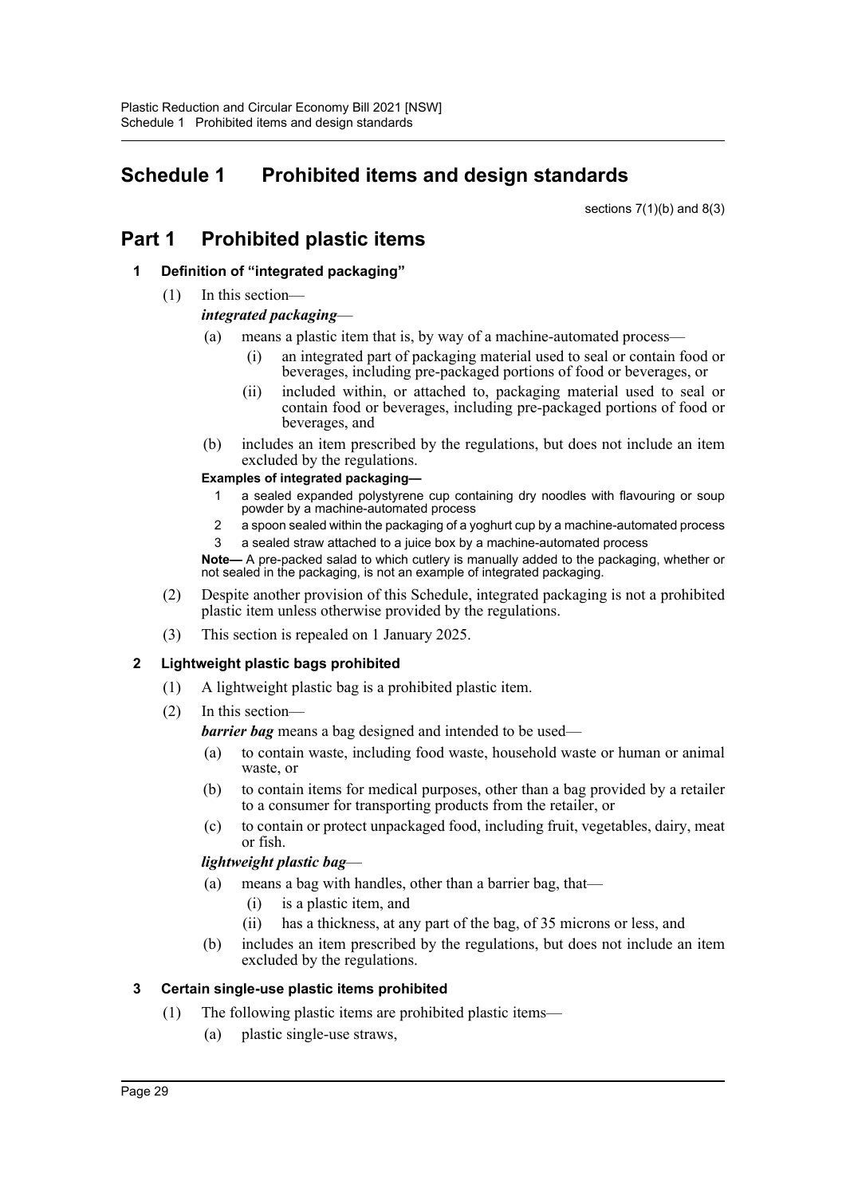# Schedule 1 Prohibited items and design standards

sections 7(1)(b) and 8(3)

## Part 1 Prohibited plastic items

### 1 Definition of "integrated packaging"

(1) In this section—

***integrated packaging***—

(a) means a plastic item that is, by way of a machine-automated process—

(i) an integrated part of packaging material used to seal or contain food or beverages, including pre-packaged portions of food or beverages, or

(ii) included within, or attached to, packaging material used to seal or contain food or beverages, including pre-packaged portions of food or beverages, and

(b) includes an item prescribed by the regulations, but does not include an item excluded by the regulations.

**Examples of integrated packaging—**

1 a sealed expanded polystyrene cup containing dry noodles with flavouring or soup powder by a machine-automated process

2 a spoon sealed within the packaging of a yoghurt cup by a machine-automated process

3 a sealed straw attached to a juice box by a machine-automated process

**Note—** A pre-packed salad to which cutlery is manually added to the packaging, whether or not sealed in the packaging, is not an example of integrated packaging.

(2) Despite another provision of this Schedule, integrated packaging is not a prohibited plastic item unless otherwise provided by the regulations.

(3) This section is repealed on 1 January 2025.

### 2 Lightweight plastic bags prohibited

(1) A lightweight plastic bag is a prohibited plastic item.

(2) In this section—

***barrier bag*** means a bag designed and intended to be used—

(a) to contain waste, including food waste, household waste or human or animal waste, or

(b) to contain items for medical purposes, other than a bag provided by a retailer to a consumer for transporting products from the retailer, or

(c) to contain or protect unpackaged food, including fruit, vegetables, dairy, meat or fish.

***lightweight plastic bag***—

(a) means a bag with handles, other than a barrier bag, that—

(i) is a plastic item, and

(ii) has a thickness, at any part of the bag, of 35 microns or less, and

(b) includes an item prescribed by the regulations, but does not include an item excluded by the regulations.

### 3 Certain single-use plastic items prohibited

(1) The following plastic items are prohibited plastic items—

(a) plastic single-use straws,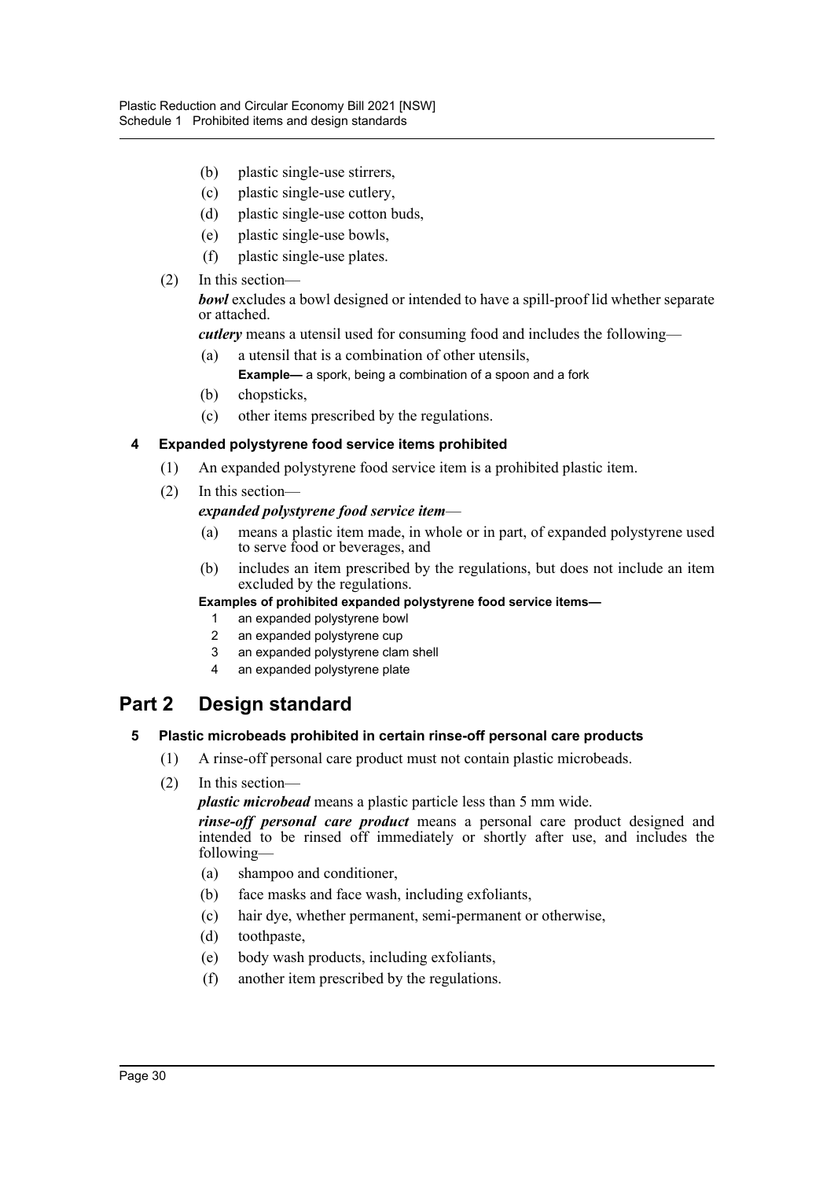(b) plastic single-use stirrers,

(c) plastic single-use cutlery,

(d) plastic single-use cotton buds,

(e) plastic single-use bowls,

(f) plastic single-use plates.

(2) In this section—

***bowl*** excludes a bowl designed or intended to have a spill-proof lid whether separate or attached.

***cutlery*** means a utensil used for consuming food and includes the following—

(a) a utensil that is a combination of other utensils,

**Example—** a spork, being a combination of a spoon and a fork

(b) chopsticks,

(c) other items prescribed by the regulations.

### 4 Expanded polystyrene food service items prohibited

(1) An expanded polystyrene food service item is a prohibited plastic item.

(2) In this section—

***expanded polystyrene food service item***—

(a) means a plastic item made, in whole or in part, of expanded polystyrene used to serve food or beverages, and

(b) includes an item prescribed by the regulations, but does not include an item excluded by the regulations.

**Examples of prohibited expanded polystyrene food service items—**

1 an expanded polystyrene bowl

2 an expanded polystyrene cup

3 an expanded polystyrene clam shell

4 an expanded polystyrene plate

## Part 2 Design standard

### 5 Plastic microbeads prohibited in certain rinse-off personal care products

(1) A rinse-off personal care product must not contain plastic microbeads.

(2) In this section—

***plastic microbead*** means a plastic particle less than 5 mm wide.

***rinse-off personal care product*** means a personal care product designed and intended to be rinsed off immediately or shortly after use, and includes the following—

(a) shampoo and conditioner,

(b) face masks and face wash, including exfoliants,

(c) hair dye, whether permanent, semi-permanent or otherwise,

(d) toothpaste,

(e) body wash products, including exfoliants,

(f) another item prescribed by the regulations.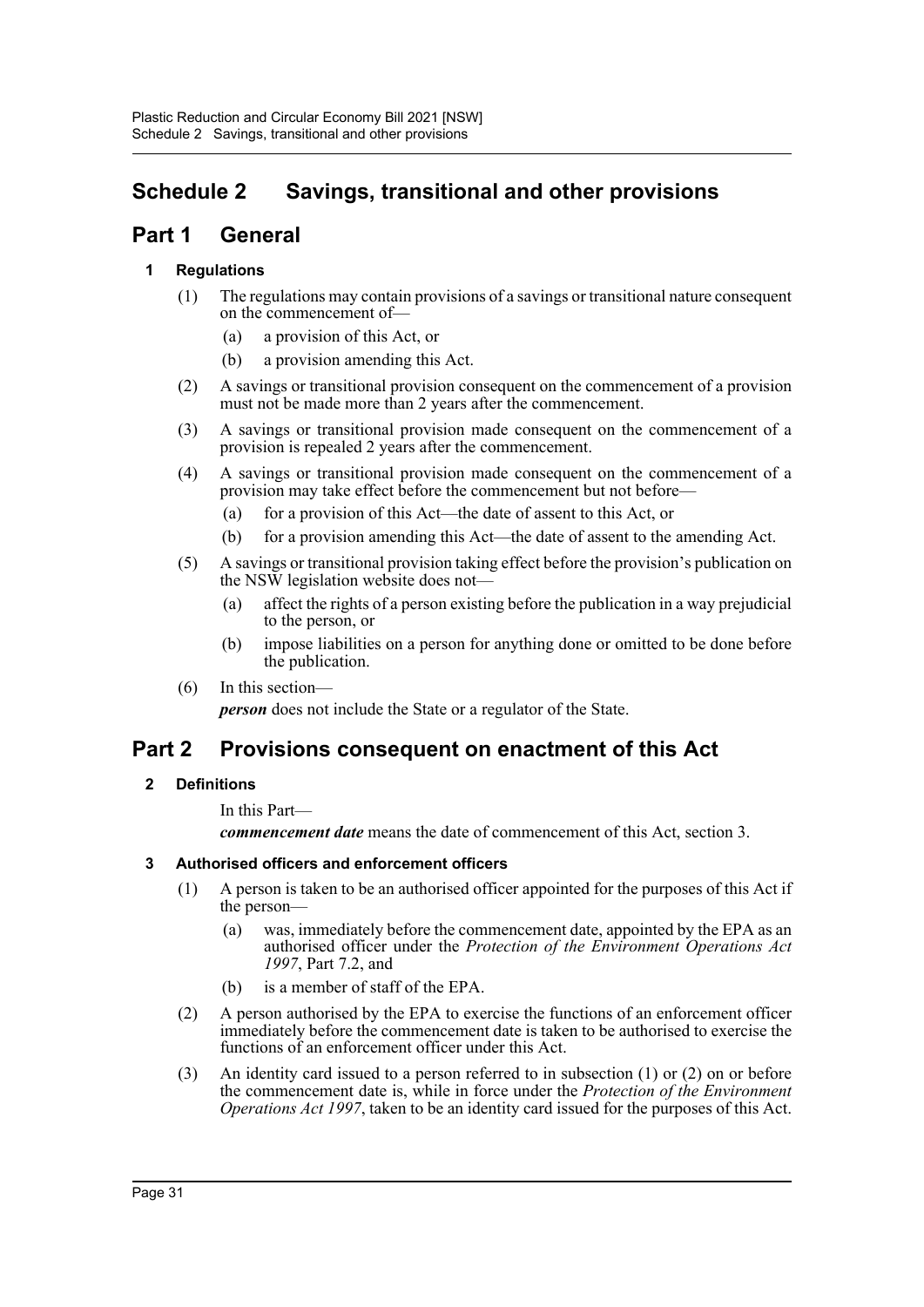# Schedule 2 Savings, transitional and other provisions

## Part 1 General

### 1 Regulations

(1) The regulations may contain provisions of a savings or transitional nature consequent on the commencement of—

- (a) a provision of this Act, or
- (b) a provision amending this Act.

(2) A savings or transitional provision consequent on the commencement of a provision must not be made more than 2 years after the commencement.

(3) A savings or transitional provision made consequent on the commencement of a provision is repealed 2 years after the commencement.

(4) A savings or transitional provision made consequent on the commencement of a provision may take effect before the commencement but not before—

- (a) for a provision of this Act—the date of assent to this Act, or
- (b) for a provision amending this Act—the date of assent to the amending Act.

(5) A savings or transitional provision taking effect before the provision's publication on the NSW legislation website does not—

- (a) affect the rights of a person existing before the publication in a way prejudicial to the person, or
- (b) impose liabilities on a person for anything done or omitted to be done before the publication.

(6) In this section—

***person*** does not include the State or a regulator of the State.

## Part 2 Provisions consequent on enactment of this Act

### 2 Definitions

In this Part—

***commencement date*** means the date of commencement of this Act, section 3.

### 3 Authorised officers and enforcement officers

(1) A person is taken to be an authorised officer appointed for the purposes of this Act if the person—

- (a) was, immediately before the commencement date, appointed by the EPA as an authorised officer under the *Protection of the Environment Operations Act 1997*, Part 7.2, and
- (b) is a member of staff of the EPA.

(2) A person authorised by the EPA to exercise the functions of an enforcement officer immediately before the commencement date is taken to be authorised to exercise the functions of an enforcement officer under this Act.

(3) An identity card issued to a person referred to in subsection (1) or (2) on or before the commencement date is, while in force under the *Protection of the Environment Operations Act 1997*, taken to be an identity card issued for the purposes of this Act.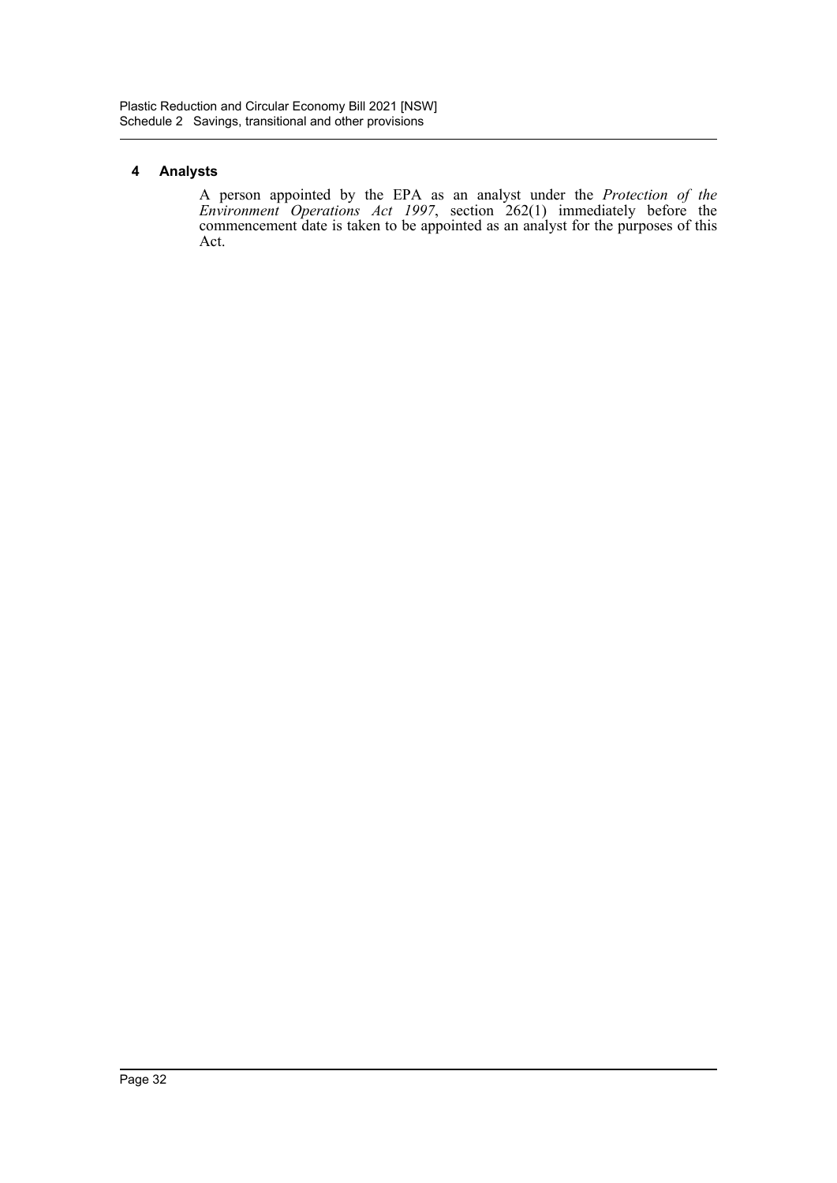### 4 Analysts

A person appointed by the EPA as an analyst under the *Protection of the Environment Operations Act 1997*, section 262(1) immediately before the commencement date is taken to be appointed as an analyst for the purposes of this Act.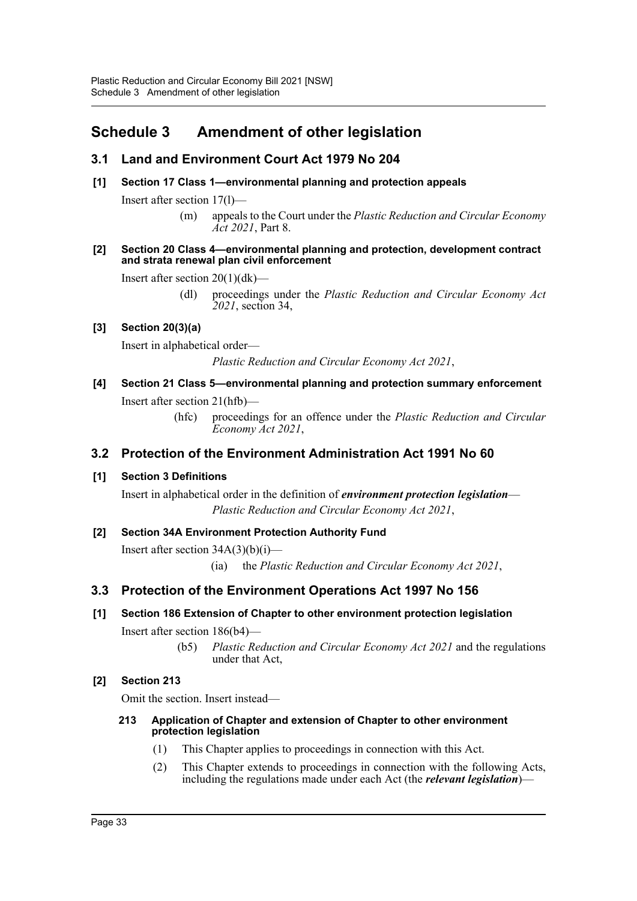# Schedule 3 Amendment of other legislation

## 3.1 Land and Environment Court Act 1979 No 204

### [1] Section 17 Class 1—environmental planning and protection appeals

Insert after section 17(l)—

> (m) appeals to the Court under the *Plastic Reduction and Circular Economy Act 2021*, Part 8.

### [2] Section 20 Class 4—environmental planning and protection, development contract and strata renewal plan civil enforcement

Insert after section 20(1)(dk)—

> (dl) proceedings under the *Plastic Reduction and Circular Economy Act 2021*, section 34,

### [3] Section 20(3)(a)

Insert in alphabetical order—

> *Plastic Reduction and Circular Economy Act 2021*,

### [4] Section 21 Class 5—environmental planning and protection summary enforcement

Insert after section 21(hfb)—

> (hfc) proceedings for an offence under the *Plastic Reduction and Circular Economy Act 2021*,

## 3.2 Protection of the Environment Administration Act 1991 No 60

### [1] Section 3 Definitions

Insert in alphabetical order in the definition of ***environment protection legislation***—

> *Plastic Reduction and Circular Economy Act 2021*,

### [2] Section 34A Environment Protection Authority Fund

Insert after section 34A(3)(b)(i)—

> (ia) the *Plastic Reduction and Circular Economy Act 2021*,

## 3.3 Protection of the Environment Operations Act 1997 No 156

### [1] Section 186 Extension of Chapter to other environment protection legislation

Insert after section 186(b4)—

> (b5) *Plastic Reduction and Circular Economy Act 2021* and the regulations under that Act,

### [2] Section 213

Omit the section. Insert instead—

> **213 Application of Chapter and extension of Chapter to other environment protection legislation**
>
> (1) This Chapter applies to proceedings in connection with this Act.
>
> (2) This Chapter extends to proceedings in connection with the following Acts, including the regulations made under each Act (the ***relevant legislation***)—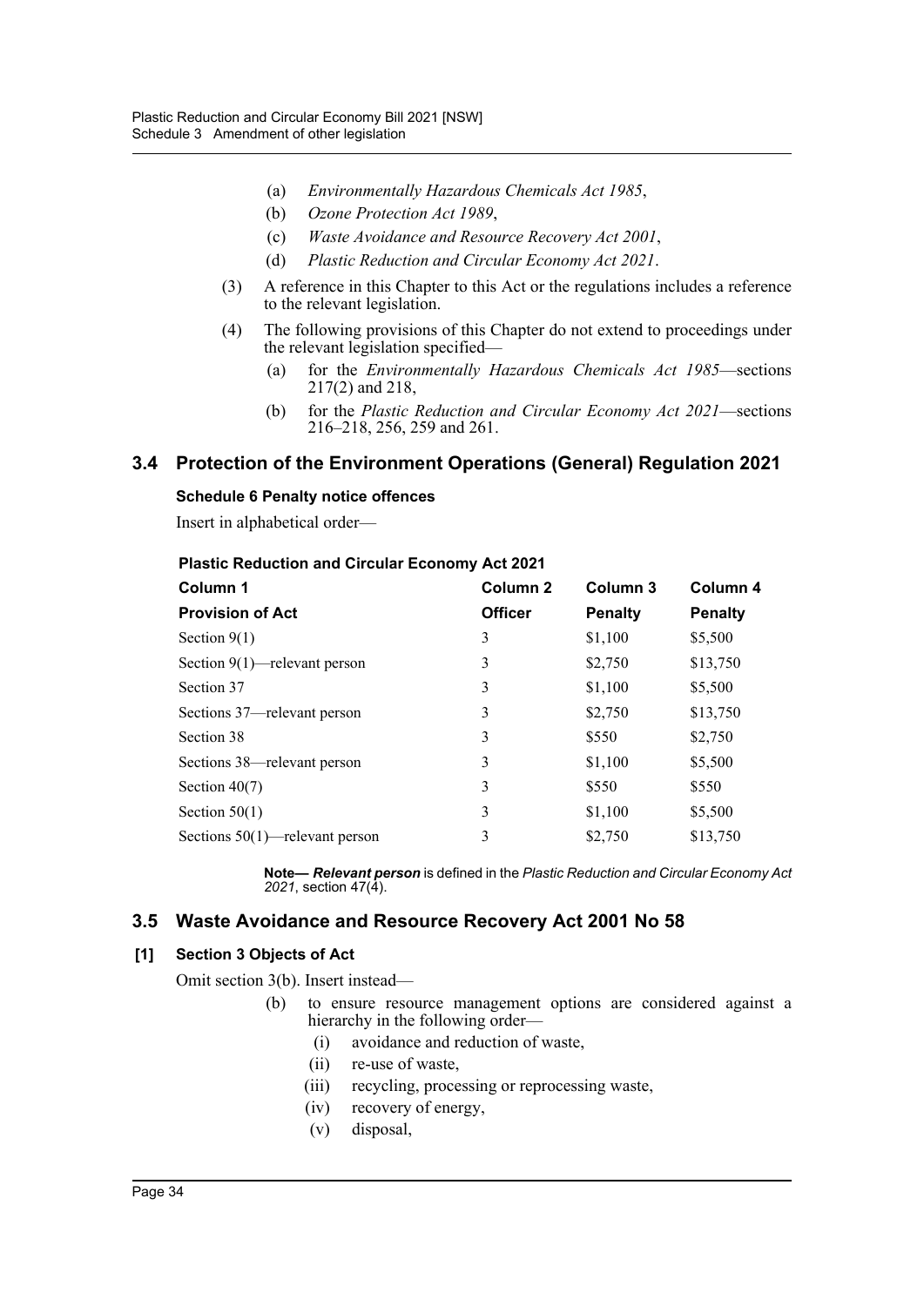(a) *Environmentally Hazardous Chemicals Act 1985*,

(b) *Ozone Protection Act 1989*,

(c) *Waste Avoidance and Resource Recovery Act 2001*,

(d) *Plastic Reduction and Circular Economy Act 2021*.

(3) A reference in this Chapter to this Act or the regulations includes a reference to the relevant legislation.

(4) The following provisions of this Chapter do not extend to proceedings under the relevant legislation specified—

(a) for the *Environmentally Hazardous Chemicals Act 1985*—sections 217(2) and 218,

(b) for the *Plastic Reduction and Circular Economy Act 2021*—sections 216–218, 256, 259 and 261.

## 3.4 Protection of the Environment Operations (General) Regulation 2021

### Schedule 6 Penalty notice offences

Insert in alphabetical order—

**Plastic Reduction and Circular Economy Act 2021**

| Column 1 | Column 2 | Column 3 | Column 4 |
|---|---|---|---|
| **Provision of Act** | **Officer** | **Penalty** | **Penalty** |
| Section 9(1) | 3 | $1,100 | $5,500 |
| Section 9(1)—relevant person | 3 | $2,750 | $13,750 |
| Section 37 | 3 | $1,100 | $5,500 |
| Sections 37—relevant person | 3 | $2,750 | $13,750 |
| Section 38 | 3 | $550 | $2,750 |
| Sections 38—relevant person | 3 | $1,100 | $5,500 |
| Section 40(7) | 3 | $550 | $550 |
| Section 50(1) | 3 | $1,100 | $5,500 |
| Sections 50(1)—relevant person | 3 | $2,750 | $13,750 |

**Note—** ***Relevant person*** is defined in the *Plastic Reduction and Circular Economy Act 2021*, section 47(4).

## 3.5 Waste Avoidance and Resource Recovery Act 2001 No 58

### [1] Section 3 Objects of Act

Omit section 3(b). Insert instead—

(b) to ensure resource management options are considered against a hierarchy in the following order—

(i) avoidance and reduction of waste,

(ii) re-use of waste,

(iii) recycling, processing or reprocessing waste,

(iv) recovery of energy,

(v) disposal,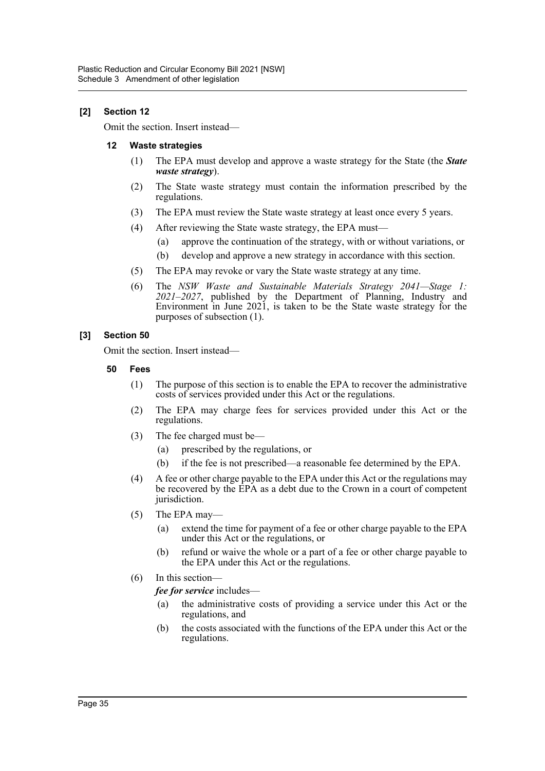### [2] Section 12

Omit the section. Insert instead—

#### 12 Waste strategies

(1) The EPA must develop and approve a waste strategy for the State (the ***State waste strategy***).

(2) The State waste strategy must contain the information prescribed by the regulations.

(3) The EPA must review the State waste strategy at least once every 5 years.

(4) After reviewing the State waste strategy, the EPA must—

- (a) approve the continuation of the strategy, with or without variations, or
- (b) develop and approve a new strategy in accordance with this section.

(5) The EPA may revoke or vary the State waste strategy at any time.

(6) The *NSW Waste and Sustainable Materials Strategy 2041—Stage 1: 2021–2027*, published by the Department of Planning, Industry and Environment in June 2021, is taken to be the State waste strategy for the purposes of subsection (1).

### [3] Section 50

Omit the section. Insert instead—

#### 50 Fees

(1) The purpose of this section is to enable the EPA to recover the administrative costs of services provided under this Act or the regulations.

(2) The EPA may charge fees for services provided under this Act or the regulations.

(3) The fee charged must be—

- (a) prescribed by the regulations, or
- (b) if the fee is not prescribed—a reasonable fee determined by the EPA.

(4) A fee or other charge payable to the EPA under this Act or the regulations may be recovered by the EPA as a debt due to the Crown in a court of competent jurisdiction.

(5) The EPA may—

- (a) extend the time for payment of a fee or other charge payable to the EPA under this Act or the regulations, or
- (b) refund or waive the whole or a part of a fee or other charge payable to the EPA under this Act or the regulations.

(6) In this section—

***fee for service*** includes—

- (a) the administrative costs of providing a service under this Act or the regulations, and
- (b) the costs associated with the functions of the EPA under this Act or the regulations.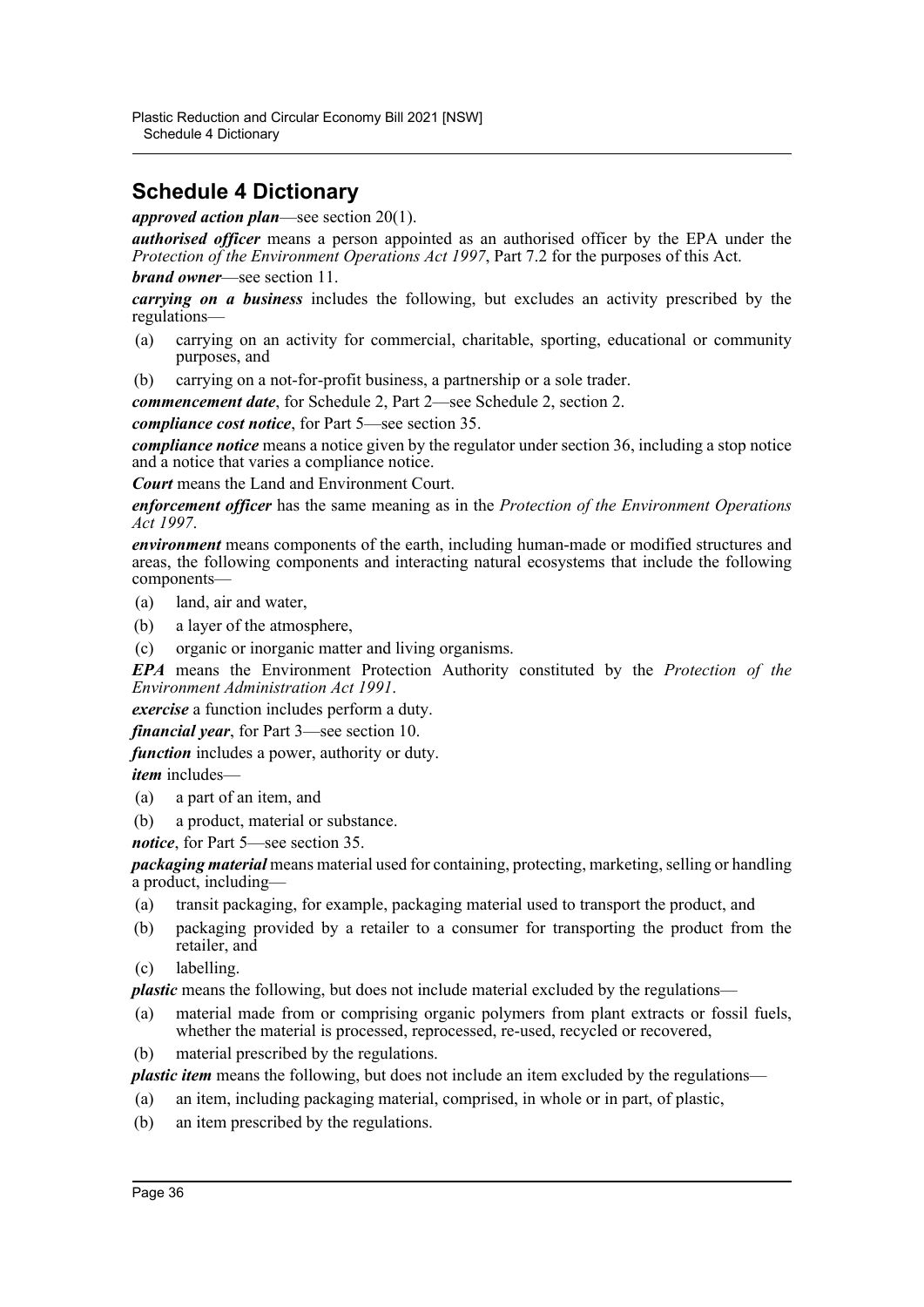## Schedule 4 Dictionary

***approved action plan***—see section 20(1).

***authorised officer*** means a person appointed as an authorised officer by the EPA under the *Protection of the Environment Operations Act 1997*, Part 7.2 for the purposes of this Act.

***brand owner***—see section 11.

***carrying on a business*** includes the following, but excludes an activity prescribed by the regulations—

- (a) carrying on an activity for commercial, charitable, sporting, educational or community purposes, and
- (b) carrying on a not-for-profit business, a partnership or a sole trader.

***commencement date***, for Schedule 2, Part 2—see Schedule 2, section 2.

***compliance cost notice***, for Part 5—see section 35.

***compliance notice*** means a notice given by the regulator under section 36, including a stop notice and a notice that varies a compliance notice.

***Court*** means the Land and Environment Court.

***enforcement officer*** has the same meaning as in the *Protection of the Environment Operations Act 1997*.

***environment*** means components of the earth, including human-made or modified structures and areas, the following components and interacting natural ecosystems that include the following components—

- (a) land, air and water,
- (b) a layer of the atmosphere,
- (c) organic or inorganic matter and living organisms.

***EPA*** means the Environment Protection Authority constituted by the *Protection of the Environment Administration Act 1991*.

***exercise*** a function includes perform a duty.

***financial year***, for Part 3—see section 10.

***function*** includes a power, authority or duty.

***item*** includes—

- (a) a part of an item, and
- (b) a product, material or substance.

***notice***, for Part 5—see section 35.

***packaging material*** means material used for containing, protecting, marketing, selling or handling a product, including—

- (a) transit packaging, for example, packaging material used to transport the product, and
- (b) packaging provided by a retailer to a consumer for transporting the product from the retailer, and
- (c) labelling.

***plastic*** means the following, but does not include material excluded by the regulations—

- (a) material made from or comprising organic polymers from plant extracts or fossil fuels, whether the material is processed, reprocessed, re-used, recycled or recovered,
- (b) material prescribed by the regulations.

***plastic item*** means the following, but does not include an item excluded by the regulations—

- (a) an item, including packaging material, comprised, in whole or in part, of plastic,
- (b) an item prescribed by the regulations.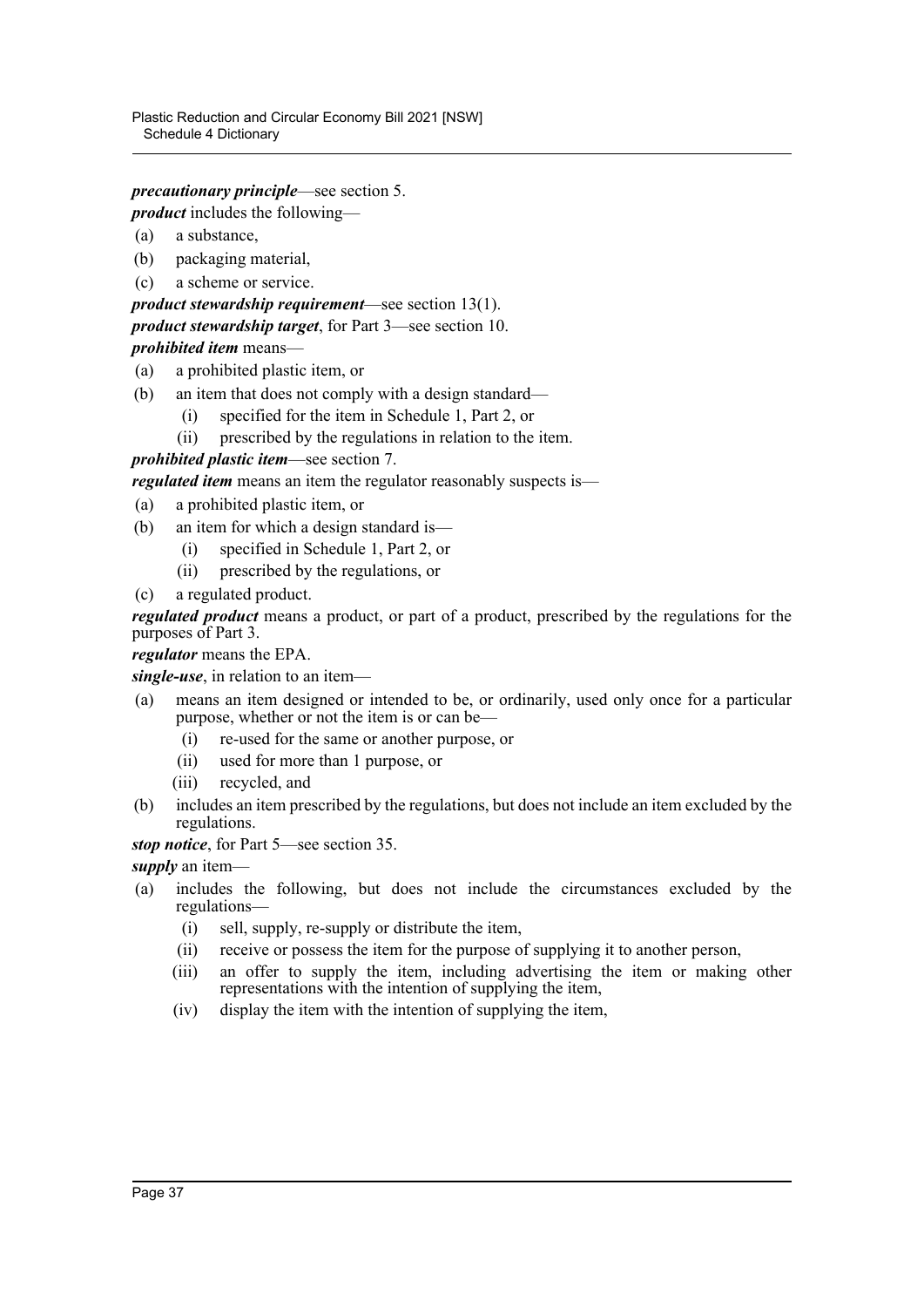***precautionary principle***—see section 5.

***product*** includes the following—

(a) a substance,

(b) packaging material,

(c) a scheme or service.

***product stewardship requirement***—see section 13(1).

***product stewardship target***, for Part 3—see section 10.

***prohibited item*** means—

(a) a prohibited plastic item, or

(b) an item that does not comply with a design standard—

 (i) specified for the item in Schedule 1, Part 2, or

 (ii) prescribed by the regulations in relation to the item.

***prohibited plastic item***—see section 7.

***regulated item*** means an item the regulator reasonably suspects is—

(a) a prohibited plastic item, or

(b) an item for which a design standard is—

 (i) specified in Schedule 1, Part 2, or

 (ii) prescribed by the regulations, or

(c) a regulated product.

***regulated product*** means a product, or part of a product, prescribed by the regulations for the purposes of Part 3.

***regulator*** means the EPA.

***single-use***, in relation to an item—

(a) means an item designed or intended to be, or ordinarily, used only once for a particular purpose, whether or not the item is or can be—

 (i) re-used for the same or another purpose, or

 (ii) used for more than 1 purpose, or

 (iii) recycled, and

(b) includes an item prescribed by the regulations, but does not include an item excluded by the regulations.

***stop notice***, for Part 5—see section 35.

***supply*** an item—

(a) includes the following, but does not include the circumstances excluded by the regulations—

 (i) sell, supply, re-supply or distribute the item,

 (ii) receive or possess the item for the purpose of supplying it to another person,

 (iii) an offer to supply the item, including advertising the item or making other representations with the intention of supplying the item,

 (iv) display the item with the intention of supplying the item,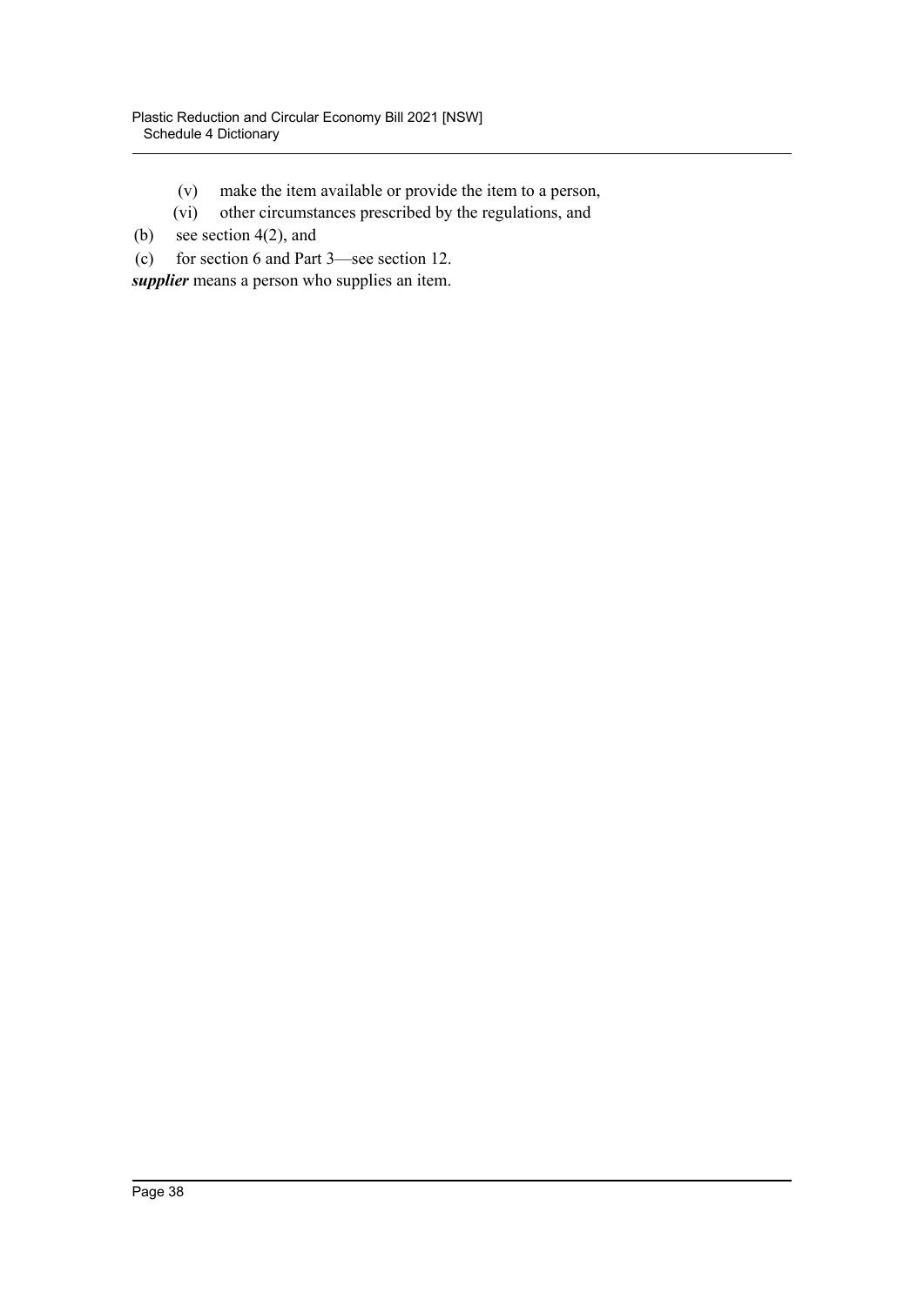(v) make the item available or provide the item to a person,

(vi) other circumstances prescribed by the regulations, and

(b) see section 4(2), and

(c) for section 6 and Part 3—see section 12.

***supplier*** means a person who supplies an item.